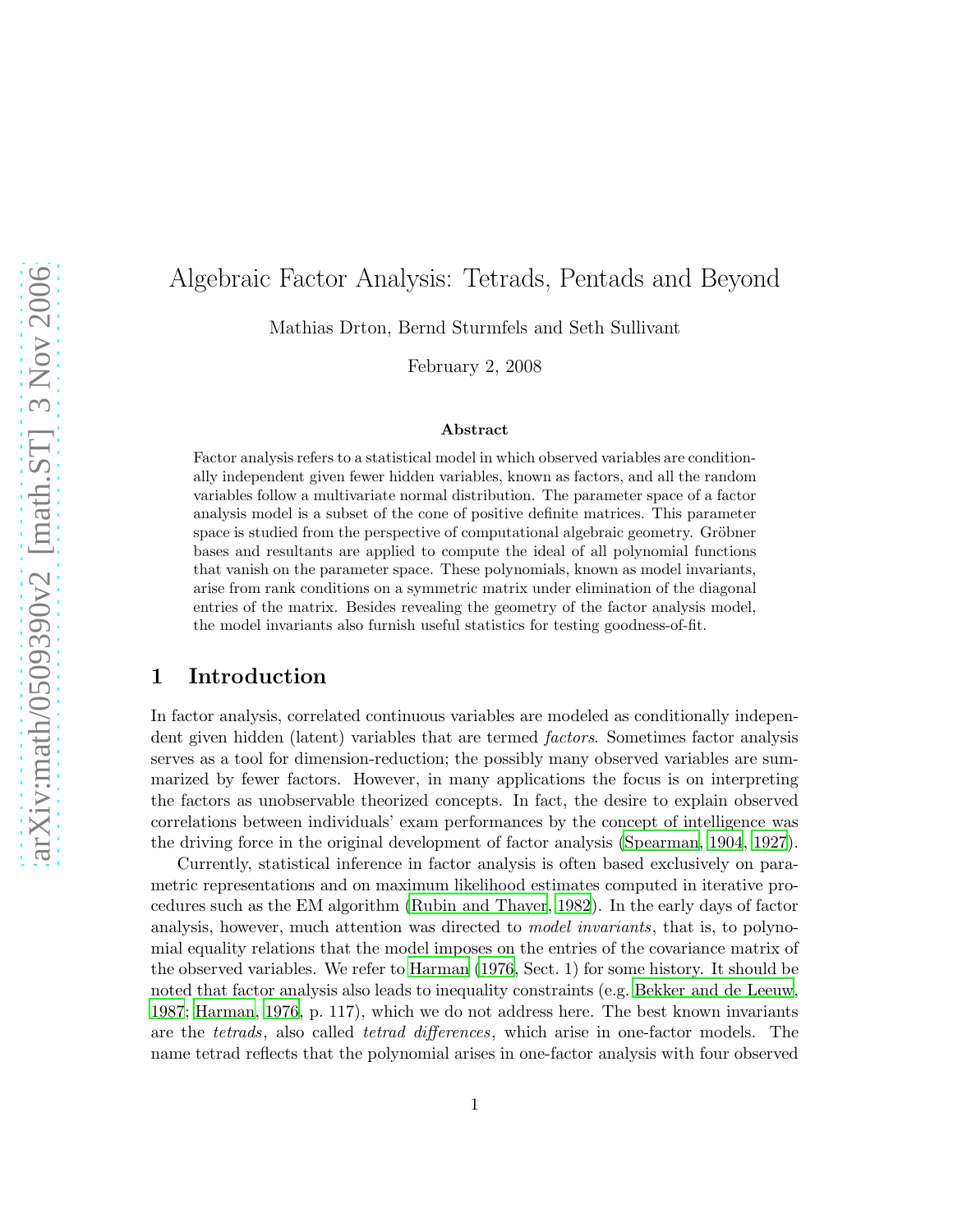# Algebraic Factor Analysis: Tetrads, Pentads and Beyond

Mathias Drton, Bernd Sturmfels and Seth Sullivant

February 2, 2008

### Abstract

Factor analysis refers to a statistical model in which observed variables are conditionally independent given fewer hidden variables, known as factors, and all the random variables follow a multivariate normal distribution. The parameter space of a factor analysis model is a subset of the cone of positive definite matrices. This parameter space is studied from the perspective of computational algebraic geometry. Gröbner bases and resultants are applied to compute the ideal of all polynomial functions that vanish on the parameter space. These polynomials, known as model invariants, arise from rank conditions on a symmetric matrix under elimination of the diagonal entries of the matrix. Besides revealing the geometry of the factor analysis model, the model invariants also furnish useful statistics for testing goodness-of-fit.

## 1 Introduction

In factor analysis, correlated continuous variables are modeled as conditionally independent given hidden (latent) variables that are termed *factors*. Sometimes factor analysis serves as a tool for dimension-reduction; the possibly many observed variables are summarized by fewer factors. However, in many applications the focus is on interpreting the factors as unobservable theorized concepts. In fact, the desire to explain observed correlations between individuals' exam performances by the concept of intelligence was the driving force in the original development of factor analysis (Spearman, 1904, 1927).

Currently, statistical inference in factor analysis is often based exclusively on parametric representations and on maximum likelihood estimates computed in iterative procedures such as the EM algorithm (Rubin and Thayer, 1982). In the early days of factor analysis, however, much attention was directed to *model invariants*, that is, to polynomial equality relations that the model imposes on the entries of the covariance matrix of the observed variables. We refer to Harman (1976, Sect. 1) for some history. It should be noted that factor analysis also leads to inequality constraints (e.g. Bekker and de Leeuw, 1987; Harman, 1976, p. 117), which we do not address here. The best known invariants are the *tetrads*, also called *tetrad differences*, which arise in one-factor models. The name tetrad reflects that the polynomial arises in one-factor analysis with four observed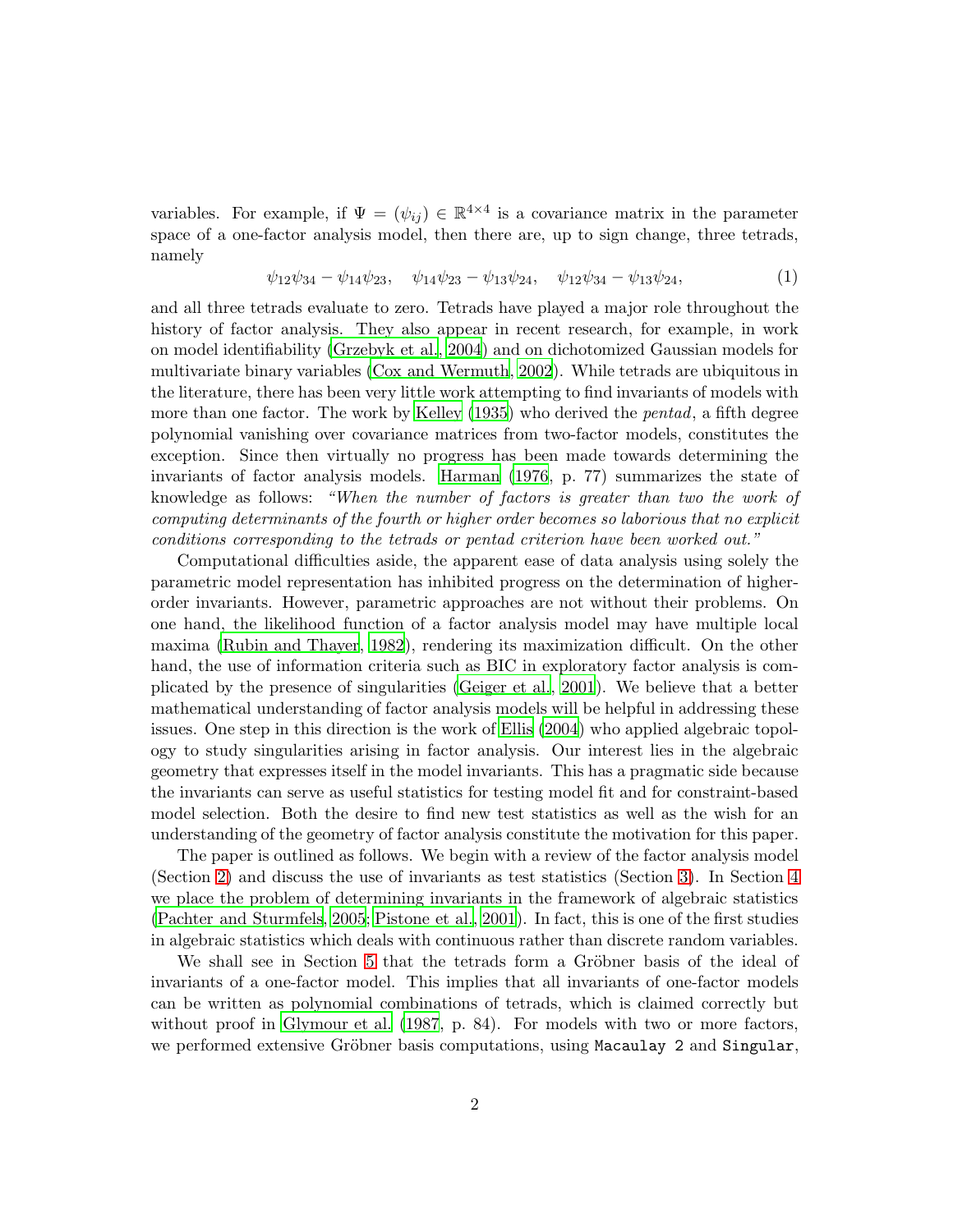variables. For example, if $\Psi = (\psi_{ij}) \in \mathbb{R}^{4\times 4}$ is a covariance matrix in the parameter space of a one-factor analysis model, then there are, up to sign change, three tetrads, namely

$$\psi_{12}\psi_{34} - \psi_{14}\psi_{23}, \quad \psi_{14}\psi_{23} - \psi_{13}\psi_{24}, \quad \psi_{12}\psi_{34} - \psi_{13}\psi_{24}, \tag{1}$$

and all three tetrads evaluate to zero. Tetrads have played a major role throughout the history of factor analysis. They also appear in recent research, for example, in work on model identifiability (Grzebyk et al., 2004) and on dichotomized Gaussian models for multivariate binary variables (Cox and Wermuth, 2002). While tetrads are ubiquitous in the literature, there has been very little work attempting to find invariants of models with more than one factor. The work by Kelley (1935) who derived the *pentad*, a fifth degree polynomial vanishing over covariance matrices from two-factor models, constitutes the exception. Since then virtually no progress has been made towards determining the invariants of factor analysis models. Harman (1976, p. 77) summarizes the state of knowledge as follows: *"When the number of factors is greater than two the work of computing determinants of the fourth or higher order becomes so laborious that no explicit conditions corresponding to the tetrads or pentad criterion have been worked out."*

Computational difficulties aside, the apparent ease of data analysis using solely the parametric model representation has inhibited progress on the determination of higher-order invariants. However, parametric approaches are not without their problems. On one hand, the likelihood function of a factor analysis model may have multiple local maxima (Rubin and Thayer, 1982), rendering its maximization difficult. On the other hand, the use of information criteria such as BIC in exploratory factor analysis is complicated by the presence of singularities (Geiger et al., 2001). We believe that a better mathematical understanding of factor analysis models will be helpful in addressing these issues. One step in this direction is the work of Ellis (2004) who applied algebraic topology to study singularities arising in factor analysis. Our interest lies in the algebraic geometry that expresses itself in the model invariants. This has a pragmatic side because the invariants can serve as useful statistics for testing model fit and for constraint-based model selection. Both the desire to find new test statistics as well as the wish for an understanding of the geometry of factor analysis constitute the motivation for this paper.

The paper is outlined as follows. We begin with a review of the factor analysis model (Section 2) and discuss the use of invariants as test statistics (Section 3). In Section 4 we place the problem of determining invariants in the framework of algebraic statistics (Pachter and Sturmfels, 2005; Pistone et al., 2001). In fact, this is one of the first studies in algebraic statistics which deals with continuous rather than discrete random variables.

We shall see in Section 5 that the tetrads form a Gröbner basis of the ideal of invariants of a one-factor model. This implies that all invariants of one-factor models can be written as polynomial combinations of tetrads, which is claimed correctly but without proof in Glymour et al. (1987, p. 84). For models with two or more factors, we performed extensive Gröbner basis computations, using `Macaulay 2` and `Singular`,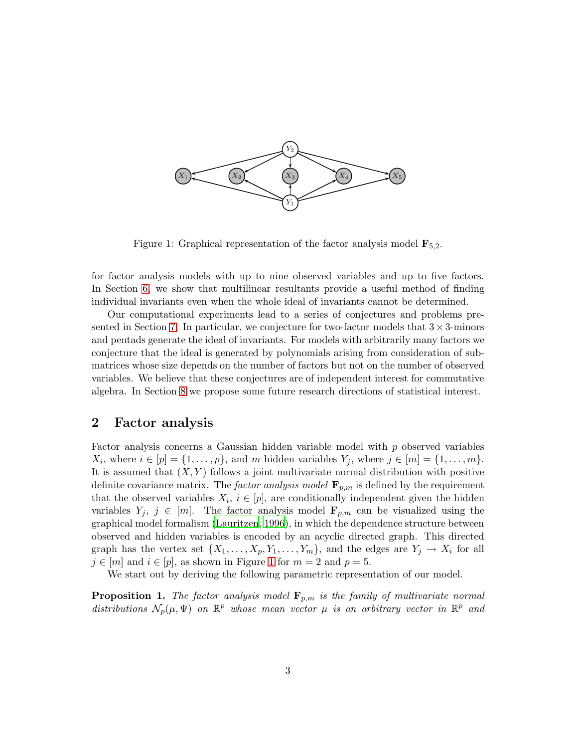Figure 1: Graphical representation of the factor analysis model $\mathbf{F}_{5,2}$.

for factor analysis models with up to nine observed variables and up to five factors. In Section 6, we show that multilinear resultants provide a useful method of finding individual invariants even when the whole ideal of invariants cannot be determined.

Our computational experiments lead to a series of conjectures and problems presented in Section 7. In particular, we conjecture for two-factor models that $3 \times 3$-minors and pentads generate the ideal of invariants. For models with arbitrarily many factors we conjecture that the ideal is generated by polynomials arising from consideration of submatrices whose size depends on the number of factors but not on the number of observed variables. We believe that these conjectures are of independent interest for commutative algebra. In Section 8 we propose some future research directions of statistical interest.

## 2 Factor analysis

Factor analysis concerns a Gaussian hidden variable model with $p$ observed variables $X_i$, where $i \in [p] = \{1, \ldots, p\}$, and $m$ hidden variables $Y_j$, where $j \in [m] = \{1, \ldots, m\}$. It is assumed that $(X, Y)$ follows a joint multivariate normal distribution with positive definite covariance matrix. The *factor analysis model* $\mathbf{F}_{p,m}$ is defined by the requirement that the observed variables $X_i$, $i \in [p]$, are conditionally independent given the hidden variables $Y_j$, $j \in [m]$. The factor analysis model $\mathbf{F}_{p,m}$ can be visualized using the graphical model formalism (Lauritzen, 1996), in which the dependence structure between observed and hidden variables is encoded by an acyclic directed graph. This directed graph has the vertex set $\{X_1, \ldots, X_p, Y_1, \ldots, Y_m\}$, and the edges are $Y_j \to X_i$ for all $j \in [m]$ and $i \in [p]$, as shown in Figure 1 for $m = 2$ and $p = 5$.

We start out by deriving the following parametric representation of our model.

**Proposition 1.** *The factor analysis model $\mathbf{F}_{p,m}$ is the family of multivariate normal distributions $\mathcal{N}_p(\mu, \Psi)$ on $\mathbb{R}^p$ whose mean vector $\mu$ is an arbitrary vector in $\mathbb{R}^p$ and*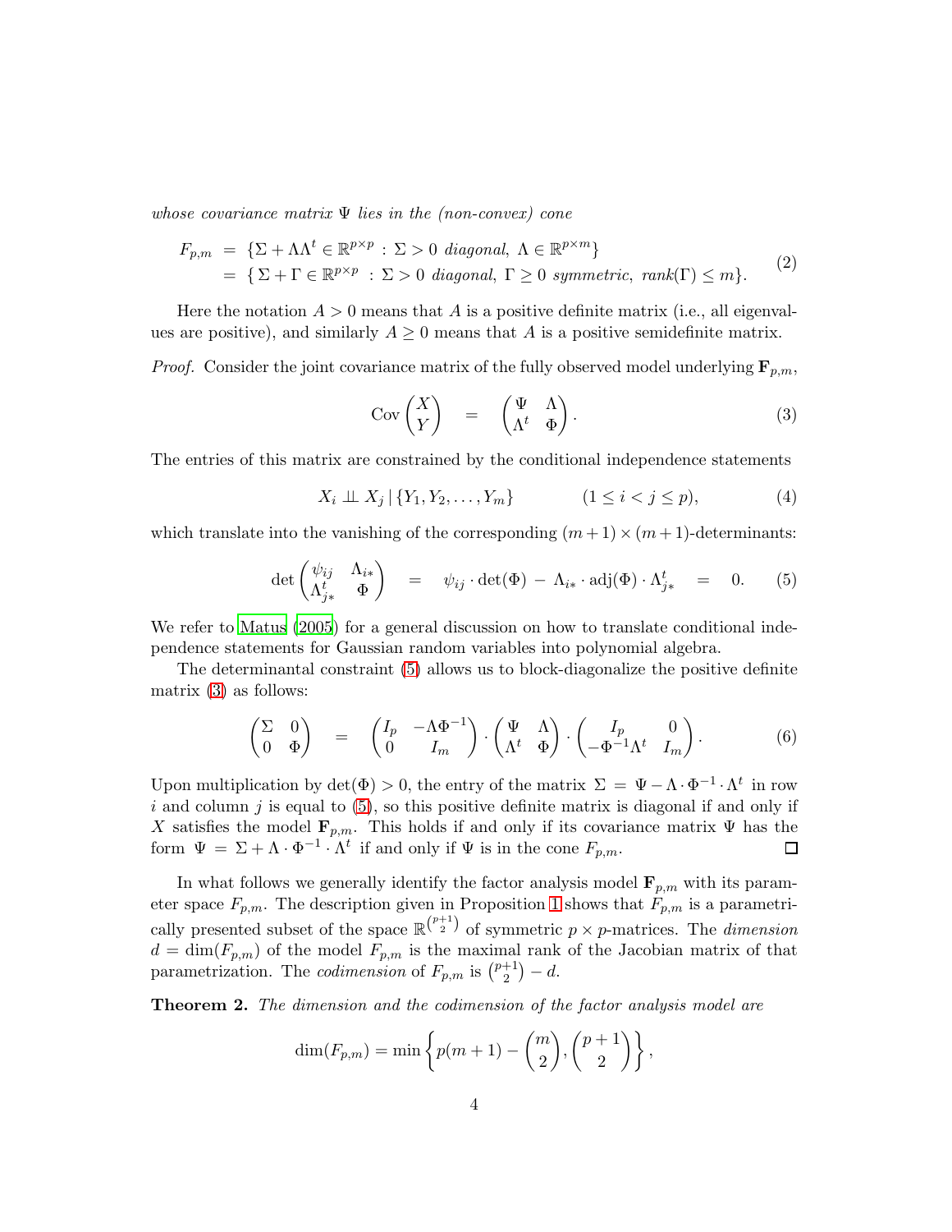*whose covariance matrix $\Psi$ lies in the (non-convex) cone*

$$
\begin{aligned}
F_{p,m} &= \{\Sigma + \Lambda\Lambda^t \in \mathbb{R}^{p\times p} \,:\, \Sigma > 0 \text{ diagonal},\ \Lambda \in \mathbb{R}^{p\times m}\} \\
&= \{\,\Sigma + \Gamma \in \mathbb{R}^{p\times p} \,:\, \Sigma > 0 \text{ diagonal},\ \Gamma \geq 0 \text{ symmetric},\ \mathrm{rank}(\Gamma) \leq m\}.
\end{aligned} \tag{2}
$$

Here the notation $A > 0$ means that $A$ is a positive definite matrix (i.e., all eigenvalues are positive), and similarly $A \geq 0$ means that $A$ is a positive semidefinite matrix.

*Proof.* Consider the joint covariance matrix of the fully observed model underlying $\mathbf{F}_{p,m}$,

$$
\mathrm{Cov}\begin{pmatrix} X \\ Y \end{pmatrix} \quad = \quad \begin{pmatrix} \Psi & \Lambda \\ \Lambda^t & \Phi \end{pmatrix}. \tag{3}
$$

The entries of this matrix are constrained by the conditional independence statements

$$
X_i \perp\!\!\!\perp X_j \,|\, \{Y_1, Y_2, \ldots, Y_m\} \qquad\qquad (1 \leq i < j \leq p), \tag{4}
$$

which translate into the vanishing of the corresponding $(m+1)\times(m+1)$-determinants:

$$
\det\begin{pmatrix} \psi_{ij} & \Lambda_{i*} \\ \Lambda_{j*}^t & \Phi \end{pmatrix} \quad = \quad \psi_{ij}\cdot\det(\Phi) \,-\, \Lambda_{i*}\cdot\mathrm{adj}(\Phi)\cdot\Lambda_{j*}^t \quad = \quad 0. \tag{5}
$$

We refer to Matus (2005) for a general discussion on how to translate conditional independence statements for Gaussian random variables into polynomial algebra.

The determinantal constraint (5) allows us to block-diagonalize the positive definite matrix (3) as follows:

$$
\begin{pmatrix} \Sigma & 0 \\ 0 & \Phi \end{pmatrix} \quad = \quad \begin{pmatrix} I_p & -\Lambda\Phi^{-1} \\ 0 & I_m \end{pmatrix} \cdot \begin{pmatrix} \Psi & \Lambda \\ \Lambda^t & \Phi \end{pmatrix} \cdot \begin{pmatrix} I_p & 0 \\ -\Phi^{-1}\Lambda^t & I_m \end{pmatrix}. \tag{6}
$$

Upon multiplication by $\det(\Phi) > 0$, the entry of the matrix $\Sigma \,=\, \Psi - \Lambda\cdot\Phi^{-1}\cdot\Lambda^t$ in row $i$ and column $j$ is equal to (5), so this positive definite matrix is diagonal if and only if $X$ satisfies the model $\mathbf{F}_{p,m}$. This holds if and only if its covariance matrix $\Psi$ has the form $\Psi \,=\, \Sigma + \Lambda\cdot\Phi^{-1}\cdot\Lambda^t$ if and only if $\Psi$ is in the cone $F_{p,m}$. $\square$

In what follows we generally identify the factor analysis model $\mathbf{F}_{p,m}$ with its parameter space $F_{p,m}$. The description given in Proposition 1 shows that $F_{p,m}$ is a parametrically presented subset of the space $\mathbb{R}^{\binom{p+1}{2}}$ of symmetric $p\times p$-matrices. The *dimension* $d = \dim(F_{p,m})$ of the model $F_{p,m}$ is the maximal rank of the Jacobian matrix of that parametrization. The *codimension* of $F_{p,m}$ is $\binom{p+1}{2} - d$.

**Theorem 2.** *The dimension and the codimension of the factor analysis model are*

$$
\dim(F_{p,m}) = \min\left\{ p(m+1) - \binom{m}{2}, \binom{p+1}{2} \right\},
$$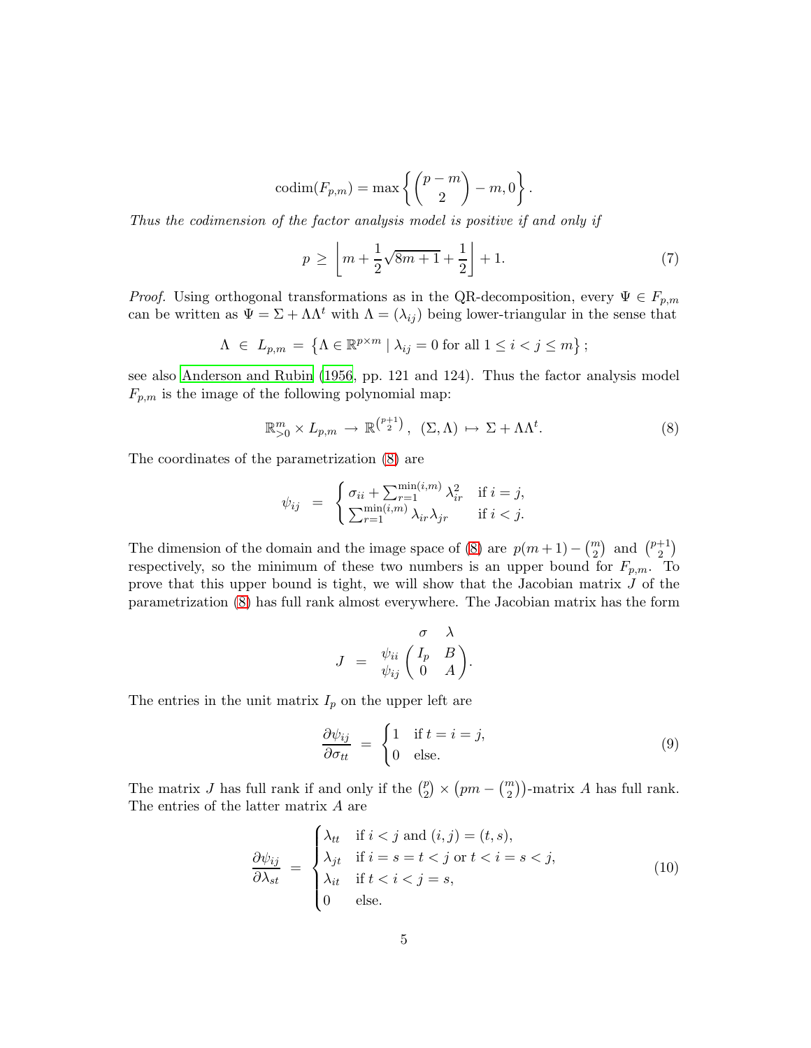$$\operatorname{codim}(F_{p,m}) = \max\left\{ \binom{p-m}{2} - m, 0 \right\}.$$

*Thus the codimension of the factor analysis model is positive if and only if*

$$p \,\geq\, \left\lfloor m + \frac{1}{2}\sqrt{8m+1} + \frac{1}{2} \right\rfloor + 1. \tag{7}$$

*Proof.* Using orthogonal transformations as in the QR-decomposition, every $\Psi \in F_{p,m}$ can be written as $\Psi = \Sigma + \Lambda\Lambda^t$ with $\Lambda = (\lambda_{ij})$ being lower-triangular in the sense that

$$\Lambda \,\in\, L_{p,m} \,=\, \left\{ \Lambda \in \mathbb{R}^{p\times m} \mid \lambda_{ij} = 0 \text{ for all } 1 \leq i < j \leq m \right\};$$

see also Anderson and Rubin (1956, pp. 121 and 124). Thus the factor analysis model $F_{p,m}$ is the image of the following polynomial map:

$$\mathbb{R}^m_{>0} \times L_{p,m} \,\to\, \mathbb{R}^{\binom{p+1}{2}}, \;\; (\Sigma, \Lambda) \,\mapsto\, \Sigma + \Lambda\Lambda^t. \tag{8}$$

The coordinates of the parametrization (8) are

$$\psi_{ij} \;\;=\;\; \begin{cases} \sigma_{ii} + \sum_{r=1}^{\min(i,m)} \lambda_{ir}^2 & \text{if } i = j, \\ \sum_{r=1}^{\min(i,m)} \lambda_{ir}\lambda_{jr} & \text{if } i < j. \end{cases}$$

The dimension of the domain and the image space of (8) are $p(m+1) - \binom{m}{2}$ and $\binom{p+1}{2}$ respectively, so the minimum of these two numbers is an upper bound for $F_{p,m}$. To prove that this upper bound is tight, we will show that the Jacobian matrix $J$ of the parametrization (8) has full rank almost everywhere. The Jacobian matrix has the form

$$J \;\;=\;\; \begin{array}{c} \\ \psi_{ii} \\ \psi_{ij} \end{array} \!\!\begin{array}{c} \;\;\sigma \quad\; \lambda \\ \begin{pmatrix} I_p & B \\ 0 & A \end{pmatrix} \end{array}.$$

The entries in the unit matrix $I_p$ on the upper left are

$$\frac{\partial \psi_{ij}}{\partial \sigma_{tt}} \;=\; \begin{cases} 1 & \text{if } t = i = j, \\ 0 & \text{else.} \end{cases} \tag{9}$$

The matrix $J$ has full rank if and only if the $\binom{p}{2} \times \left(pm - \binom{m}{2}\right)$-matrix $A$ has full rank. The entries of the latter matrix $A$ are

$$\frac{\partial \psi_{ij}}{\partial \lambda_{st}} \;=\; \begin{cases} \lambda_{tt} & \text{if } i < j \text{ and } (i,j) = (t,s), \\ \lambda_{jt} & \text{if } i = s = t < j \text{ or } t < i = s < j, \\ \lambda_{it} & \text{if } t < i < j = s, \\ 0 & \text{else.} \end{cases} \tag{10}$$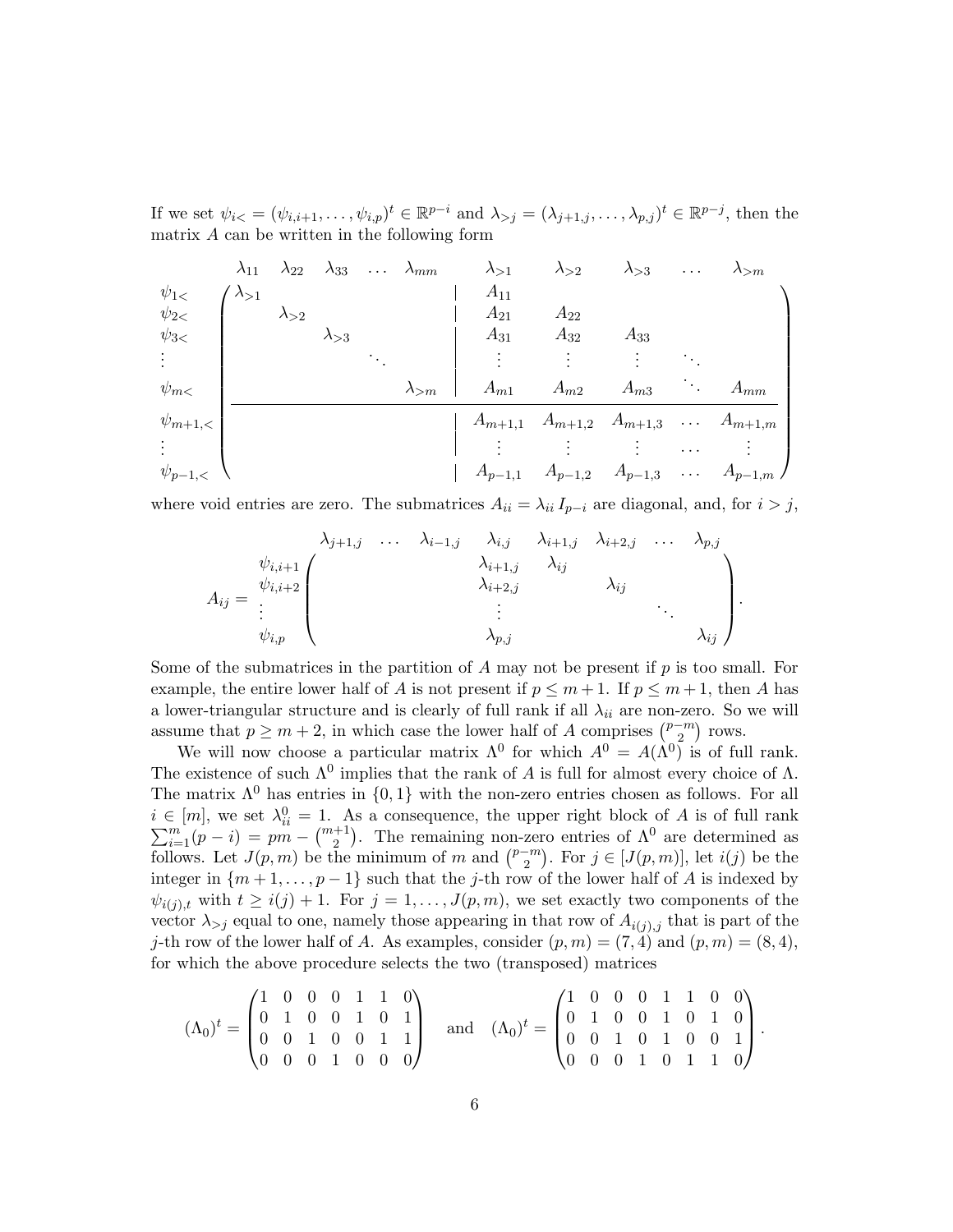If we set $\psi_{i<} = (\psi_{i,i+1}, \dots, \psi_{i,p})^t \in \mathbb{R}^{p-i}$ and $\lambda_{>j} = (\lambda_{j+1,j}, \dots, \lambda_{p,j})^t \in \mathbb{R}^{p-j}$, then the matrix $A$ can be written in the following form

$$
\begin{array}{c} \\ \psi_{1<} \\ \psi_{2<} \\ \psi_{3<} \\ \vdots \\ \psi_{m<} \\ \\ \psi_{m+1,<} \\ \vdots \\ \psi_{p-1,<} \end{array}
\begin{array}{c}
\begin{array}{ccccc|ccccc} \lambda_{11} & \lambda_{22} & \lambda_{33} & \dots & \lambda_{mm} & \lambda_{>1} & \lambda_{>2} & \lambda_{>3} & \dots & \lambda_{>m} \end{array} \\
\left(\begin{array}{ccccc|ccccc}
\lambda_{>1} & & & & & A_{11} & & & & \\
& \lambda_{>2} & & & & A_{21} & A_{22} & & & \\
& & \lambda_{>3} & & & A_{31} & A_{32} & A_{33} & & \\
& & & \ddots & & \vdots & \vdots & \vdots & \ddots & \\
& & & & \lambda_{>m} & A_{m1} & A_{m2} & A_{m3} & \ddots & A_{mm} \\
\hline
& & & & & A_{m+1,1} & A_{m+1,2} & A_{m+1,3} & \dots & A_{m+1,m} \\
& & & & & \vdots & \vdots & \vdots & \dots & \vdots \\
& & & & & A_{p-1,1} & A_{p-1,2} & A_{p-1,3} & \dots & A_{p-1,m}
\end{array}\right)
\end{array}
$$

where void entries are zero. The submatrices $A_{ii} = \lambda_{ii} I_{p-i}$ are diagonal, and, for $i > j$,

$$
A_{ij} = \begin{array}{c} \\ \psi_{i,i+1} \\ \psi_{i,i+2} \\ \vdots \\ \psi_{i,p} \end{array}
\begin{array}{c}
\begin{array}{cccccccc} \lambda_{j+1,j} & \dots & \lambda_{i-1,j} & \lambda_{i,j} & \lambda_{i+1,j} & \lambda_{i+2,j} & \dots & \lambda_{p,j} \end{array} \\
\left(\begin{array}{cccccccc}
& & & \lambda_{i+1,j} & \lambda_{ij} & & & \\
& & & \lambda_{i+2,j} & & \lambda_{ij} & & \\
& & & \vdots & & & \ddots & \\
& & & \lambda_{p,j} & & & & \lambda_{ij}
\end{array}\right)
\end{array}.
$$

Some of the submatrices in the partition of $A$ may not be present if $p$ is too small. For example, the entire lower half of $A$ is not present if $p \le m+1$. If $p \le m+1$, then $A$ has a lower-triangular structure and is clearly of full rank if all $\lambda_{ii}$ are non-zero. So we will assume that $p \ge m+2$, in which case the lower half of $A$ comprises $\binom{p-m}{2}$ rows.

We will now choose a particular matrix $\Lambda^0$ for which $A^0 = A(\Lambda^0)$ is of full rank. The existence of such $\Lambda^0$ implies that the rank of $A$ is full for almost every choice of $\Lambda$. The matrix $\Lambda^0$ has entries in $\{0,1\}$ with the non-zero entries chosen as follows. For all $i \in [m]$, we set $\lambda^0_{ii} = 1$. As a consequence, the upper right block of $A$ is of full rank $\sum_{i=1}^m (p-i) = pm - \binom{m+1}{2}$. The remaining non-zero entries of $\Lambda^0$ are determined as follows. Let $J(p,m)$ be the minimum of $m$ and $\binom{p-m}{2}$. For $j \in [J(p,m)]$, let $i(j)$ be the integer in $\{m+1, \dots, p-1\}$ such that the $j$-th row of the lower half of $A$ is indexed by $\psi_{i(j),t}$ with $t \ge i(j)+1$. For $j = 1, \dots, J(p,m)$, we set exactly two components of the vector $\lambda_{>j}$ equal to one, namely those appearing in that row of $A_{i(j),j}$ that is part of the $j$-th row of the lower half of $A$. As examples, consider $(p,m) = (7,4)$ and $(p,m) = (8,4)$, for which the above procedure selects the two (transposed) matrices

$$
(\Lambda_0)^t = \begin{pmatrix} 1 & 0 & 0 & 0 & 1 & 1 & 0 \\ 0 & 1 & 0 & 0 & 1 & 0 & 1 \\ 0 & 0 & 1 & 0 & 0 & 1 & 1 \\ 0 & 0 & 0 & 1 & 0 & 0 & 0 \end{pmatrix} \quad \text{and} \quad (\Lambda_0)^t = \begin{pmatrix} 1 & 0 & 0 & 0 & 1 & 1 & 0 & 0 \\ 0 & 1 & 0 & 0 & 1 & 0 & 1 & 0 \\ 0 & 0 & 1 & 0 & 1 & 0 & 0 & 1 \\ 0 & 0 & 0 & 1 & 0 & 1 & 1 & 0 \end{pmatrix}.
$$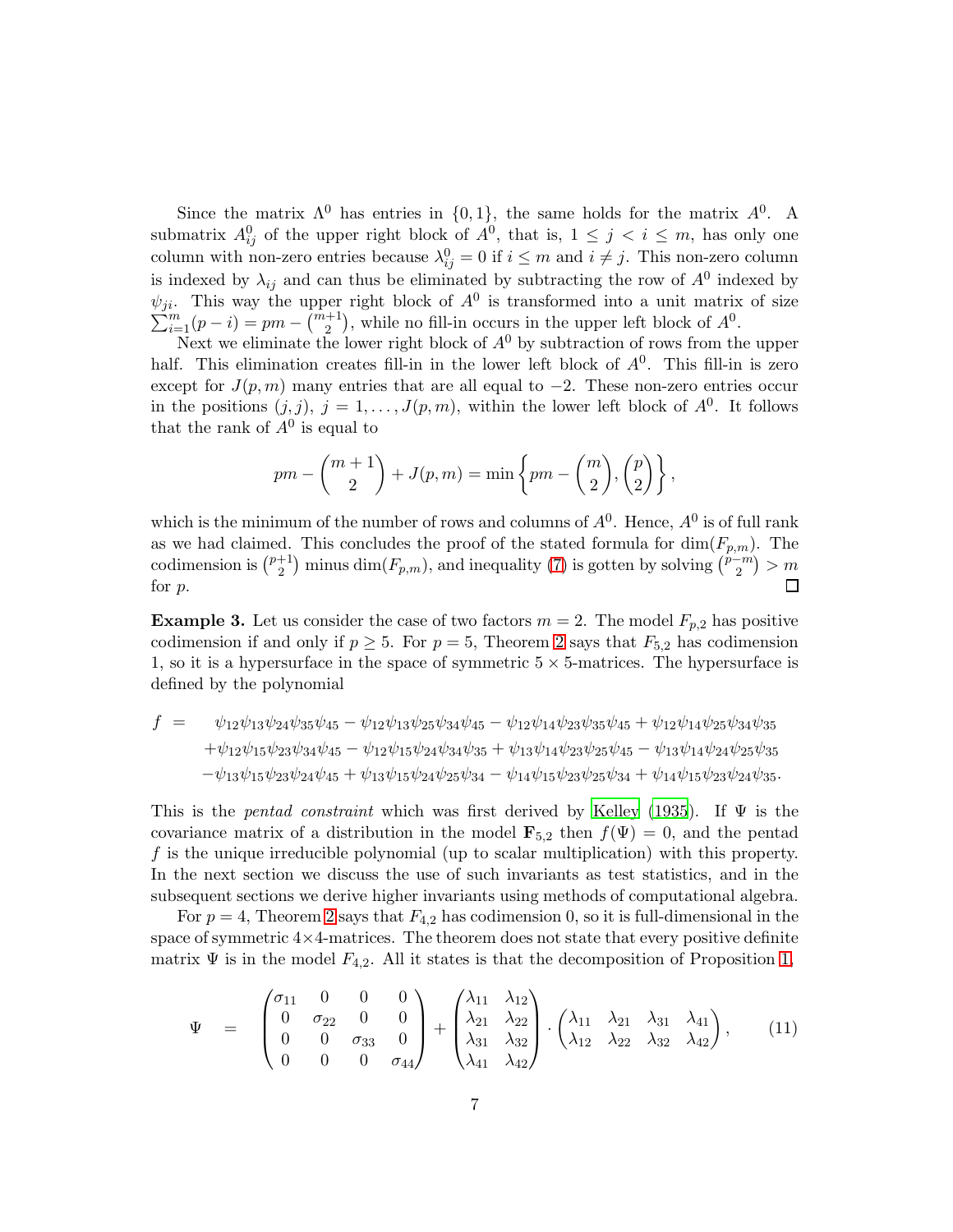Since the matrix $\Lambda^0$ has entries in $\{0, 1\}$, the same holds for the matrix $A^0$. A submatrix $A^0_{ij}$ of the upper right block of $A^0$, that is, $1 \leq j < i \leq m$, has only one column with non-zero entries because $\lambda^0_{ij} = 0$ if $i \leq m$ and $i \neq j$. This non-zero column is indexed by $\lambda_{ij}$ and can thus be eliminated by subtracting the row of $A^0$ indexed by $\psi_{ji}$. This way the upper right block of $A^0$ is transformed into a unit matrix of size $\sum_{i=1}^m (p-i) = pm - \binom{m+1}{2}$, while no fill-in occurs in the upper left block of $A^0$.

Next we eliminate the lower right block of $A^0$ by subtraction of rows from the upper half. This elimination creates fill-in in the lower left block of $A^0$. This fill-in is zero except for $J(p,m)$ many entries that are all equal to $-2$. These non-zero entries occur in the positions $(j,j)$, $j = 1, \ldots, J(p,m)$, within the lower left block of $A^0$. It follows that the rank of $A^0$ is equal to

$$pm - \binom{m+1}{2} + J(p,m) = \min\left\{pm - \binom{m}{2}, \binom{p}{2}\right\},$$

which is the minimum of the number of rows and columns of $A^0$. Hence, $A^0$ is of full rank as we had claimed. This concludes the proof of the stated formula for $\dim(F_{p,m})$. The codimension is $\binom{p+1}{2}$ minus $\dim(F_{p,m})$, and inequality (7) is gotten by solving $\binom{p-m}{2} > m$ for $p$. □

**Example 3.** Let us consider the case of two factors $m = 2$. The model $F_{p,2}$ has positive codimension if and only if $p \geq 5$. For $p = 5$, Theorem 2 says that $F_{5,2}$ has codimension 1, so it is a hypersurface in the space of symmetric $5 \times 5$-matrices. The hypersurface is defined by the polynomial

$$\begin{aligned} f \;=\; & \psi_{12}\psi_{13}\psi_{24}\psi_{35}\psi_{45} - \psi_{12}\psi_{13}\psi_{25}\psi_{34}\psi_{45} - \psi_{12}\psi_{14}\psi_{23}\psi_{35}\psi_{45} + \psi_{12}\psi_{14}\psi_{25}\psi_{34}\psi_{35} \\ & + \psi_{12}\psi_{15}\psi_{23}\psi_{34}\psi_{45} - \psi_{12}\psi_{15}\psi_{24}\psi_{34}\psi_{35} + \psi_{13}\psi_{14}\psi_{23}\psi_{25}\psi_{45} - \psi_{13}\psi_{14}\psi_{24}\psi_{25}\psi_{35} \\ & - \psi_{13}\psi_{15}\psi_{23}\psi_{24}\psi_{45} + \psi_{13}\psi_{15}\psi_{24}\psi_{25}\psi_{34} - \psi_{14}\psi_{15}\psi_{23}\psi_{25}\psi_{34} + \psi_{14}\psi_{15}\psi_{23}\psi_{24}\psi_{35}. \end{aligned}$$

This is the *pentad constraint* which was first derived by Kelley (1935). If $\Psi$ is the covariance matrix of a distribution in the model $\mathbf{F}_{5,2}$ then $f(\Psi) = 0$, and the pentad $f$ is the unique irreducible polynomial (up to scalar multiplication) with this property. In the next section we discuss the use of such invariants as test statistics, and in the subsequent sections we derive higher invariants using methods of computational algebra.

For $p = 4$, Theorem 2 says that $F_{4,2}$ has codimension 0, so it is full-dimensional in the space of symmetric $4 \times 4$-matrices. The theorem does not state that every positive definite matrix $\Psi$ is in the model $F_{4,2}$. All it states is that the decomposition of Proposition 1,

$$\Psi \;=\; \begin{pmatrix} \sigma_{11} & 0 & 0 & 0 \\ 0 & \sigma_{22} & 0 & 0 \\ 0 & 0 & \sigma_{33} & 0 \\ 0 & 0 & 0 & \sigma_{44} \end{pmatrix} + \begin{pmatrix} \lambda_{11} & \lambda_{12} \\ \lambda_{21} & \lambda_{22} \\ \lambda_{31} & \lambda_{32} \\ \lambda_{41} & \lambda_{42} \end{pmatrix} \cdot \begin{pmatrix} \lambda_{11} & \lambda_{21} & \lambda_{31} & \lambda_{41} \\ \lambda_{12} & \lambda_{22} & \lambda_{32} & \lambda_{42} \end{pmatrix}, \qquad (11)$$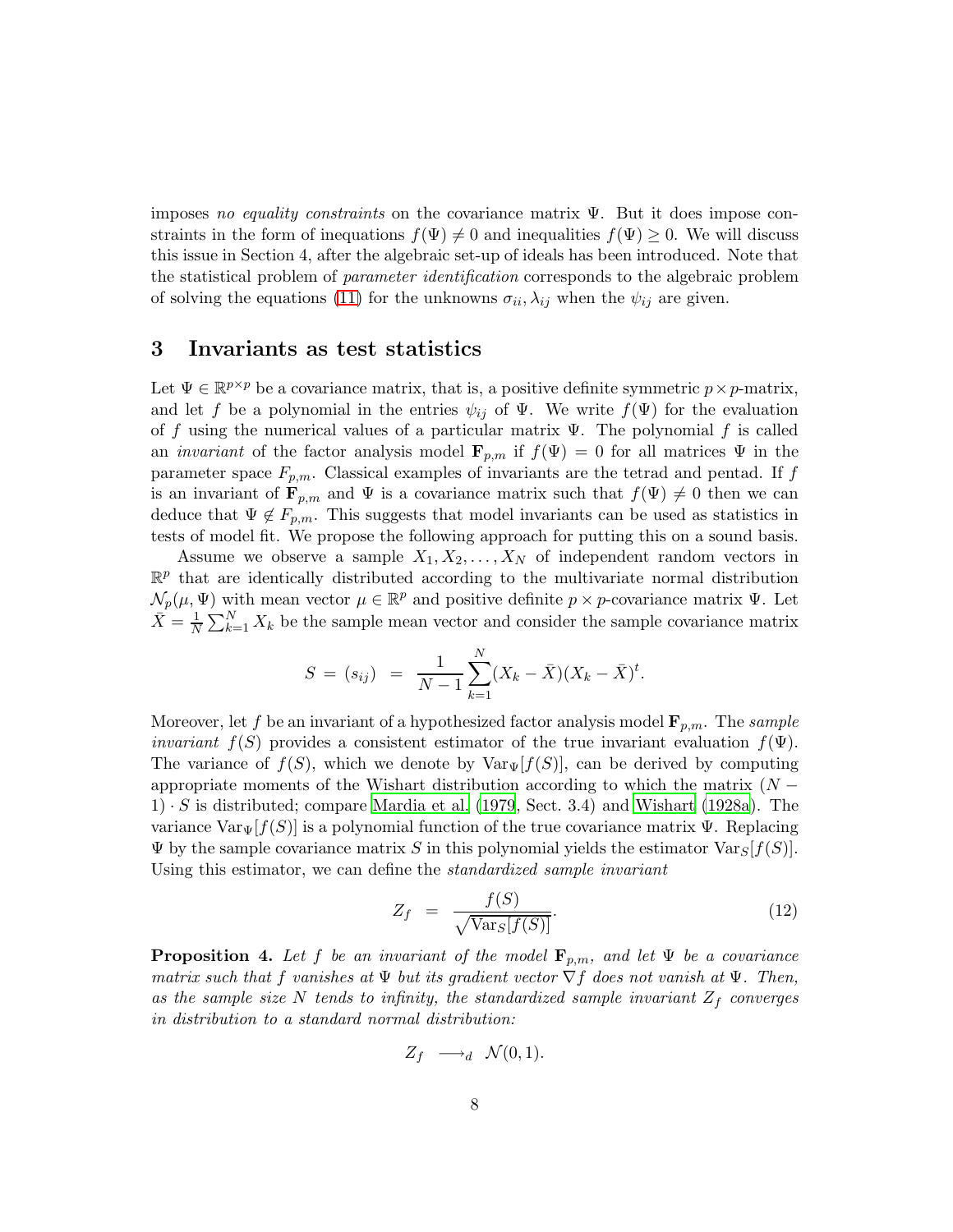imposes *no equality constraints* on the covariance matrix $\Psi$. But it does impose constraints in the form of inequations $f(\Psi) \neq 0$ and inequalities $f(\Psi) \geq 0$. We will discuss this issue in Section 4, after the algebraic set-up of ideals has been introduced. Note that the statistical problem of *parameter identification* corresponds to the algebraic problem of solving the equations (11) for the unknowns $\sigma_{ii}, \lambda_{ij}$ when the $\psi_{ij}$ are given.

## 3 Invariants as test statistics

Let $\Psi \in \mathbb{R}^{p\times p}$ be a covariance matrix, that is, a positive definite symmetric $p \times p$-matrix, and let $f$ be a polynomial in the entries $\psi_{ij}$ of $\Psi$. We write $f(\Psi)$ for the evaluation of $f$ using the numerical values of a particular matrix $\Psi$. The polynomial $f$ is called an *invariant* of the factor analysis model $\mathbf{F}_{p,m}$ if $f(\Psi) = 0$ for all matrices $\Psi$ in the parameter space $F_{p,m}$. Classical examples of invariants are the tetrad and pentad. If $f$ is an invariant of $\mathbf{F}_{p,m}$ and $\Psi$ is a covariance matrix such that $f(\Psi) \neq 0$ then we can deduce that $\Psi \notin F_{p,m}$. This suggests that model invariants can be used as statistics in tests of model fit. We propose the following approach for putting this on a sound basis.

Assume we observe a sample $X_1, X_2, \ldots, X_N$ of independent random vectors in $\mathbb{R}^p$ that are identically distributed according to the multivariate normal distribution $\mathcal{N}_p(\mu, \Psi)$ with mean vector $\mu \in \mathbb{R}^p$ and positive definite $p \times p$-covariance matrix $\Psi$. Let $\bar{X} = \frac{1}{N}\sum_{k=1}^{N} X_k$ be the sample mean vector and consider the sample covariance matrix

$$S \;=\; (s_{ij}) \;=\; \frac{1}{N-1}\sum_{k=1}^{N}(X_k - \bar{X})(X_k - \bar{X})^t.$$

Moreover, let $f$ be an invariant of a hypothesized factor analysis model $\mathbf{F}_{p,m}$. The *sample invariant* $f(S)$ provides a consistent estimator of the true invariant evaluation $f(\Psi)$. The variance of $f(S)$, which we denote by $\mathrm{Var}_\Psi[f(S)]$, can be derived by computing appropriate moments of the Wishart distribution according to which the matrix $(N-1)\cdot S$ is distributed; compare Mardia et al. (1979, Sect. 3.4) and Wishart (1928a). The variance $\mathrm{Var}_\Psi[f(S)]$ is a polynomial function of the true covariance matrix $\Psi$. Replacing $\Psi$ by the sample covariance matrix $S$ in this polynomial yields the estimator $\mathrm{Var}_S[f(S)]$. Using this estimator, we can define the *standardized sample invariant*

$$Z_f \;=\; \frac{f(S)}{\sqrt{\mathrm{Var}_S[f(S)]}}. \tag{12}$$

**Proposition 4.** *Let $f$ be an invariant of the model $\mathbf{F}_{p,m}$, and let $\Psi$ be a covariance matrix such that $f$ vanishes at $\Psi$ but its gradient vector $\nabla f$ does not vanish at $\Psi$. Then, as the sample size $N$ tends to infinity, the standardized sample invariant $Z_f$ converges in distribution to a standard normal distribution:*

$$Z_f \;\longrightarrow_d\; \mathcal{N}(0,1).$$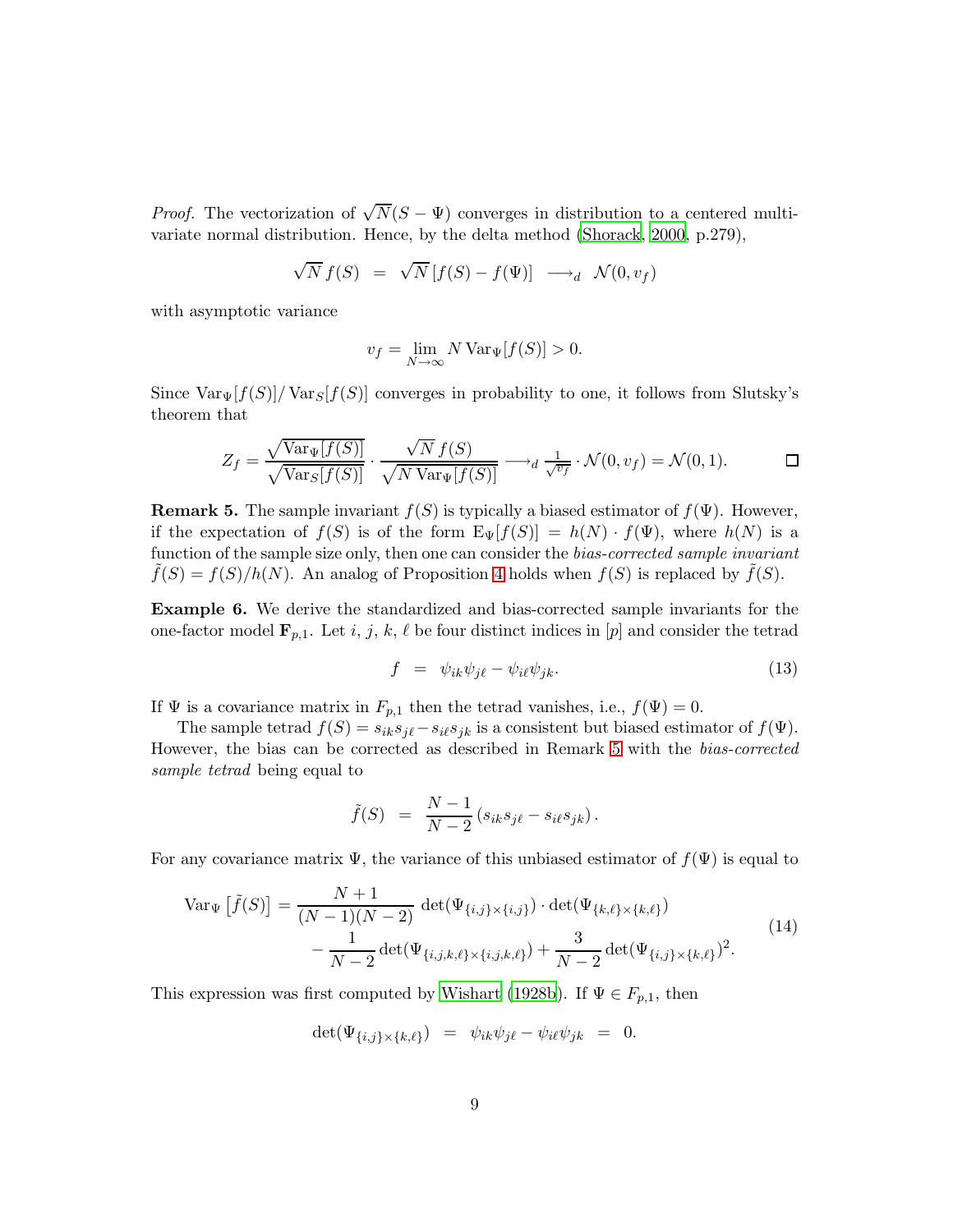*Proof.* The vectorization of $\sqrt{N}(S - \Psi)$ converges in distribution to a centered multivariate normal distribution. Hence, by the delta method (Shorack, 2000, p.279),

$$\sqrt{N}\, f(S) \;\; = \;\; \sqrt{N}\,[f(S) - f(\Psi)] \;\; \longrightarrow_d \;\; \mathcal{N}(0, v_f)$$

with asymptotic variance

$$v_f = \lim_{N\to\infty} N \operatorname{Var}_\Psi[f(S)] > 0.$$

Since $\operatorname{Var}_\Psi[f(S)]/\operatorname{Var}_S[f(S)]$ converges in probability to one, it follows from Slutsky's theorem that

$$Z_f = \frac{\sqrt{\operatorname{Var}_\Psi[f(S)]}}{\sqrt{\operatorname{Var}_S[f(S)]}} \cdot \frac{\sqrt{N}\, f(S)}{\sqrt{N \operatorname{Var}_\Psi[f(S)]}} \longrightarrow_d \tfrac{1}{\sqrt{v_f}} \cdot \mathcal{N}(0, v_f) = \mathcal{N}(0,1).$$

□

**Remark 5.** The sample invariant $f(S)$ is typically a biased estimator of $f(\Psi)$. However, if the expectation of $f(S)$ is of the form $\mathrm{E}_\Psi[f(S)] = h(N) \cdot f(\Psi)$, where $h(N)$ is a function of the sample size only, then one can consider the *bias-corrected sample invariant* $\tilde{f}(S) = f(S)/h(N)$. An analog of Proposition 4 holds when $f(S)$ is replaced by $\tilde{f}(S)$.

**Example 6.** We derive the standardized and bias-corrected sample invariants for the one-factor model $\mathbf{F}_{p,1}$. Let $i$, $j$, $k$, $\ell$ be four distinct indices in $[p]$ and consider the tetrad

$$f \;\; = \;\; \psi_{ik}\psi_{j\ell} - \psi_{i\ell}\psi_{jk}. \tag{13}$$

If $\Psi$ is a covariance matrix in $F_{p,1}$ then the tetrad vanishes, i.e., $f(\Psi) = 0$.

The sample tetrad $f(S) = s_{ik}s_{j\ell} - s_{i\ell}s_{jk}$ is a consistent but biased estimator of $f(\Psi)$. However, the bias can be corrected as described in Remark 5 with the *bias-corrected sample tetrad* being equal to

$$\tilde{f}(S) \;\; = \;\; \frac{N-1}{N-2}\left(s_{ik}s_{j\ell} - s_{i\ell}s_{jk}\right).$$

For any covariance matrix $\Psi$, the variance of this unbiased estimator of $f(\Psi)$ is equal to

$$\begin{aligned} \operatorname{Var}_\Psi\left[\tilde{f}(S)\right] = {} & \frac{N+1}{(N-1)(N-2)} \det(\Psi_{\{i,j\}\times\{i,j\}}) \cdot \det(\Psi_{\{k,\ell\}\times\{k,\ell\}}) \\ & - \frac{1}{N-2}\det(\Psi_{\{i,j,k,\ell\}\times\{i,j,k,\ell\}}) + \frac{3}{N-2}\det(\Psi_{\{i,j\}\times\{k,\ell\}})^2. \end{aligned} \tag{14}$$

This expression was first computed by Wishart (1928b). If $\Psi \in F_{p,1}$, then

$$\det(\Psi_{\{i,j\}\times\{k,\ell\}}) \;\; = \;\; \psi_{ik}\psi_{j\ell} - \psi_{i\ell}\psi_{jk} \;\; = \;\; 0.$$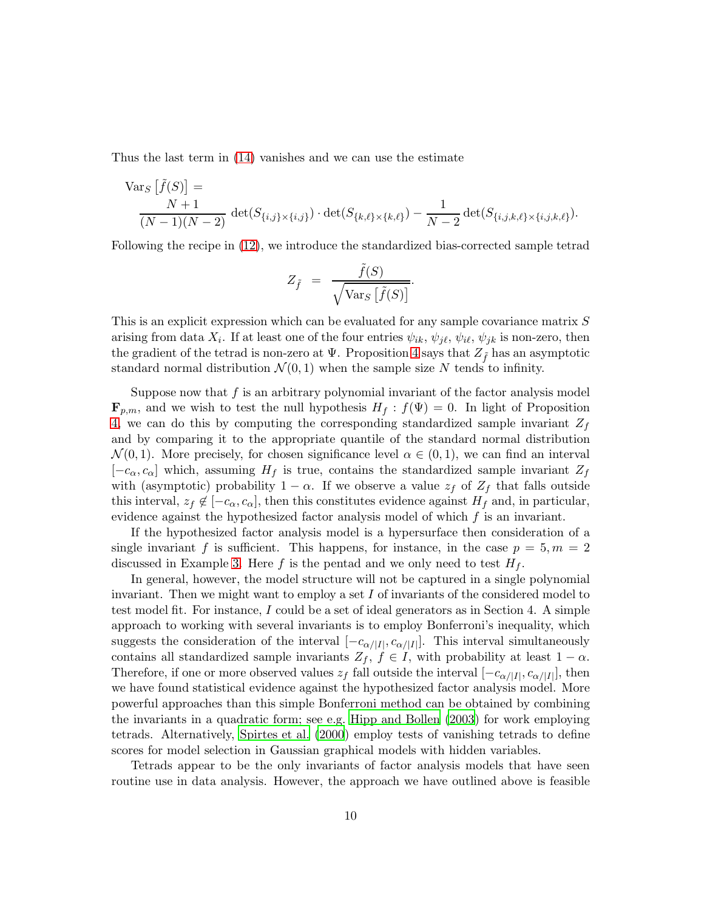Thus the last term in (14) vanishes and we can use the estimate

$$\operatorname{Var}_S\left[\tilde{f}(S)\right] = \frac{N+1}{(N-1)(N-2)}\det(S_{\{i,j\}\times\{i,j\}})\cdot\det(S_{\{k,\ell\}\times\{k,\ell\}}) - \frac{1}{N-2}\det(S_{\{i,j,k,\ell\}\times\{i,j,k,\ell\}}).$$

Following the recipe in (12), we introduce the standardized bias-corrected sample tetrad

$$Z_{\tilde{f}} \;=\; \frac{\tilde{f}(S)}{\sqrt{\operatorname{Var}_S\left[\tilde{f}(S)\right]}}.$$

This is an explicit expression which can be evaluated for any sample covariance matrix $S$ arising from data $X_i$. If at least one of the four entries $\psi_{ik}$, $\psi_{j\ell}$, $\psi_{i\ell}$, $\psi_{jk}$ is non-zero, then the gradient of the tetrad is non-zero at $\Psi$. Proposition 4 says that $Z_{\tilde{f}}$ has an asymptotic standard normal distribution $\mathcal{N}(0,1)$ when the sample size $N$ tends to infinity.

Suppose now that $f$ is an arbitrary polynomial invariant of the factor analysis model $\mathbf{F}_{p,m}$, and we wish to test the null hypothesis $H_f : f(\Psi) = 0$. In light of Proposition 4, we can do this by computing the corresponding standardized sample invariant $Z_f$ and by comparing it to the appropriate quantile of the standard normal distribution $\mathcal{N}(0,1)$. More precisely, for chosen significance level $\alpha \in (0,1)$, we can find an interval $[-c_\alpha, c_\alpha]$ which, assuming $H_f$ is true, contains the standardized sample invariant $Z_f$ with (asymptotic) probability $1-\alpha$. If we observe a value $z_f$ of $Z_f$ that falls outside this interval, $z_f \notin [-c_\alpha, c_\alpha]$, then this constitutes evidence against $H_f$ and, in particular, evidence against the hypothesized factor analysis model of which $f$ is an invariant.

If the hypothesized factor analysis model is a hypersurface then consideration of a single invariant $f$ is sufficient. This happens, for instance, in the case $p = 5, m = 2$ discussed in Example 3. Here $f$ is the pentad and we only need to test $H_f$.

In general, however, the model structure will not be captured in a single polynomial invariant. Then we might want to employ a set $I$ of invariants of the considered model to test model fit. For instance, $I$ could be a set of ideal generators as in Section 4. A simple approach to working with several invariants is to employ Bonferroni's inequality, which suggests the consideration of the interval $[-c_{\alpha/|I|}, c_{\alpha/|I|}]$. This interval simultaneously contains all standardized sample invariants $Z_f$, $f \in I$, with probability at least $1-\alpha$. Therefore, if one or more observed values $z_f$ fall outside the interval $[-c_{\alpha/|I|}, c_{\alpha/|I|}]$, then we have found statistical evidence against the hypothesized factor analysis model. More powerful approaches than this simple Bonferroni method can be obtained by combining the invariants in a quadratic form; see e.g. Hipp and Bollen (2003) for work employing tetrads. Alternatively, Spirtes et al. (2000) employ tests of vanishing tetrads to define scores for model selection in Gaussian graphical models with hidden variables.

Tetrads appear to be the only invariants of factor analysis models that have seen routine use in data analysis. However, the approach we have outlined above is feasible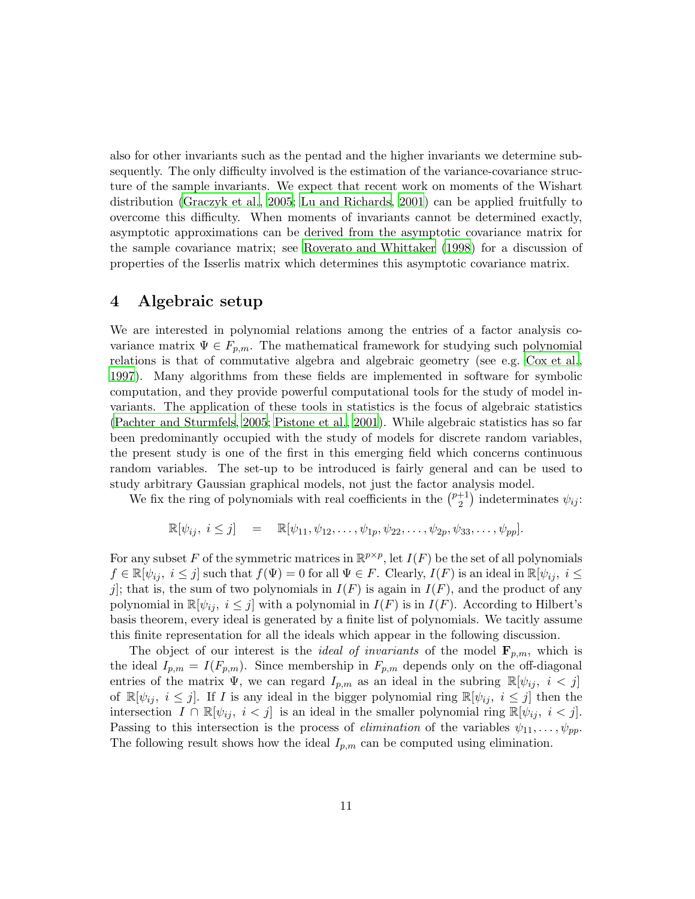also for other invariants such as the pentad and the higher invariants we determine subsequently. The only difficulty involved is the estimation of the variance-covariance structure of the sample invariants. We expect that recent work on moments of the Wishart distribution (Graczyk et al., 2005; Lu and Richards, 2001) can be applied fruitfully to overcome this difficulty. When moments of invariants cannot be determined exactly, asymptotic approximations can be derived from the asymptotic covariance matrix for the sample covariance matrix; see Roverato and Whittaker (1998) for a discussion of properties of the Isserlis matrix which determines this asymptotic covariance matrix.

# 4 Algebraic setup

We are interested in polynomial relations among the entries of a factor analysis covariance matrix $\Psi \in F_{p,m}$. The mathematical framework for studying such polynomial relations is that of commutative algebra and algebraic geometry (see e.g. Cox et al., 1997). Many algorithms from these fields are implemented in software for symbolic computation, and they provide powerful computational tools for the study of model invariants. The application of these tools in statistics is the focus of algebraic statistics (Pachter and Sturmfels, 2005; Pistone et al., 2001). While algebraic statistics has so far been predominantly occupied with the study of models for discrete random variables, the present study is one of the first in this emerging field which concerns continuous random variables. The set-up to be introduced is fairly general and can be used to study arbitrary Gaussian graphical models, not just the factor analysis model.

We fix the ring of polynomials with real coefficients in the $\binom{p+1}{2}$ indeterminates $\psi_{ij}$:

$$\mathbb{R}[\psi_{ij},\ i \leq j] \quad = \quad \mathbb{R}[\psi_{11}, \psi_{12}, \ldots, \psi_{1p}, \psi_{22}, \ldots, \psi_{2p}, \psi_{33}, \ldots, \psi_{pp}].$$

For any subset $F$ of the symmetric matrices in $\mathbb{R}^{p \times p}$, let $I(F)$ be the set of all polynomials $f \in \mathbb{R}[\psi_{ij},\ i \leq j]$ such that $f(\Psi) = 0$ for all $\Psi \in F$. Clearly, $I(F)$ is an ideal in $\mathbb{R}[\psi_{ij},\ i \leq j]$; that is, the sum of two polynomials in $I(F)$ is again in $I(F)$, and the product of any polynomial in $\mathbb{R}[\psi_{ij},\ i \leq j]$ with a polynomial in $I(F)$ is in $I(F)$. According to Hilbert's basis theorem, every ideal is generated by a finite list of polynomials. We tacitly assume this finite representation for all the ideals which appear in the following discussion.

The object of our interest is the *ideal of invariants* of the model $\mathbf{F}_{p,m}$, which is the ideal $I_{p,m} = I(F_{p,m})$. Since membership in $F_{p,m}$ depends only on the off-diagonal entries of the matrix $\Psi$, we can regard $I_{p,m}$ as an ideal in the subring $\mathbb{R}[\psi_{ij},\ i < j]$ of $\mathbb{R}[\psi_{ij},\ i \leq j]$. If $I$ is any ideal in the bigger polynomial ring $\mathbb{R}[\psi_{ij},\ i \leq j]$ then the intersection $I \cap \mathbb{R}[\psi_{ij},\ i < j]$ is an ideal in the smaller polynomial ring $\mathbb{R}[\psi_{ij},\ i < j]$. Passing to this intersection is the process of *elimination* of the variables $\psi_{11}, \ldots, \psi_{pp}$. The following result shows how the ideal $I_{p,m}$ can be computed using elimination.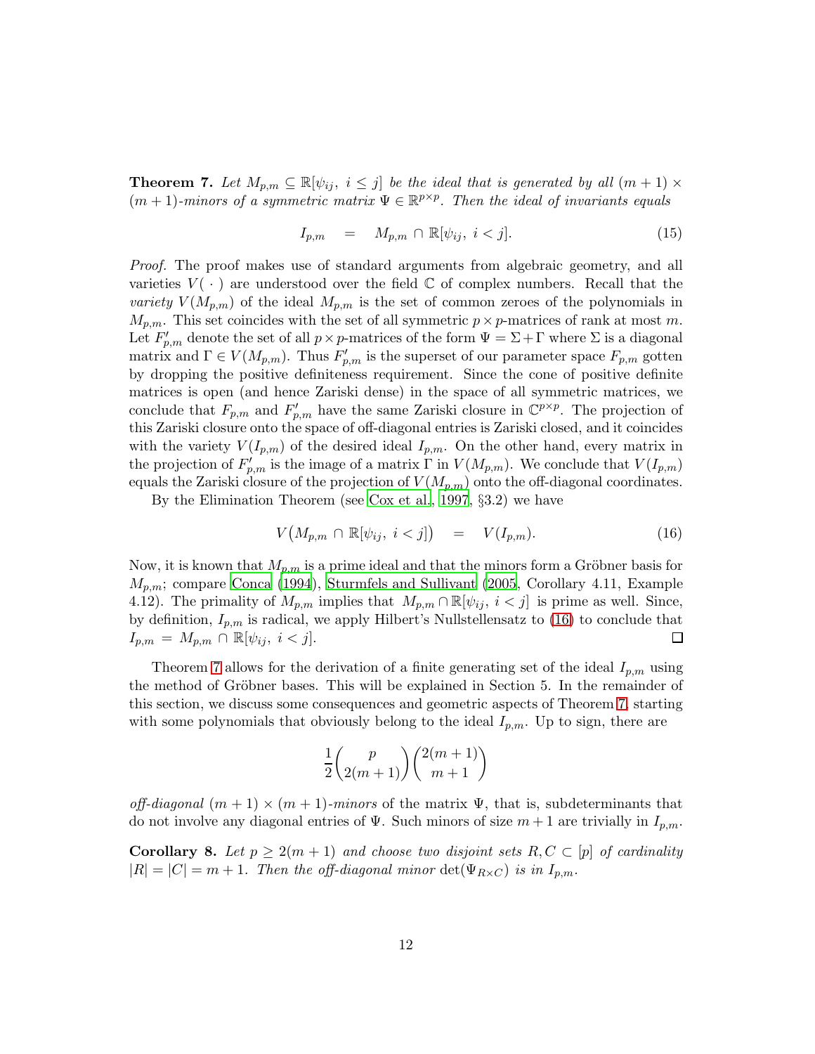**Theorem 7.** *Let $M_{p,m} \subseteq \mathbb{R}[\psi_{ij},\ i \leq j]$ be the ideal that is generated by all $(m+1) \times (m+1)$-minors of a symmetric matrix $\Psi \in \mathbb{R}^{p \times p}$. Then the ideal of invariants equals*

$$I_{p,m} \quad = \quad M_{p,m} \cap \mathbb{R}[\psi_{ij},\ i < j]. \tag{15}$$

*Proof.* The proof makes use of standard arguments from algebraic geometry, and all varieties $V(\,\cdot\,)$ are understood over the field $\mathbb{C}$ of complex numbers. Recall that the *variety* $V(M_{p,m})$ of the ideal $M_{p,m}$ is the set of common zeroes of the polynomials in $M_{p,m}$. This set coincides with the set of all symmetric $p \times p$-matrices of rank at most $m$. Let $F'_{p,m}$ denote the set of all $p \times p$-matrices of the form $\Psi = \Sigma + \Gamma$ where $\Sigma$ is a diagonal matrix and $\Gamma \in V(M_{p,m})$. Thus $F'_{p,m}$ is the superset of our parameter space $F_{p,m}$ gotten by dropping the positive definiteness requirement. Since the cone of positive definite matrices is open (and hence Zariski dense) in the space of all symmetric matrices, we conclude that $F_{p,m}$ and $F'_{p,m}$ have the same Zariski closure in $\mathbb{C}^{p \times p}$. The projection of this Zariski closure onto the space of off-diagonal entries is Zariski closed, and it coincides with the variety $V(I_{p,m})$ of the desired ideal $I_{p,m}$. On the other hand, every matrix in the projection of $F'_{p,m}$ is the image of a matrix $\Gamma$ in $V(M_{p,m})$. We conclude that $V(I_{p,m})$ equals the Zariski closure of the projection of $V(M_{p,m})$ onto the off-diagonal coordinates.

By the Elimination Theorem (see Cox et al., 1997, §3.2) we have

$$V\big(M_{p,m} \cap \mathbb{R}[\psi_{ij},\ i < j]\big) \quad = \quad V(I_{p,m}). \tag{16}$$

Now, it is known that $M_{p,m}$ is a prime ideal and that the minors form a Gröbner basis for $M_{p,m}$; compare Conca (1994), Sturmfels and Sullivant (2005, Corollary 4.11, Example 4.12). The primality of $M_{p,m}$ implies that $M_{p,m} \cap \mathbb{R}[\psi_{ij},\ i < j]$ is prime as well. Since, by definition, $I_{p,m}$ is radical, we apply Hilbert's Nullstellensatz to (16) to conclude that $I_{p,m} = M_{p,m} \cap \mathbb{R}[\psi_{ij},\ i < j]$. $\square$

Theorem 7 allows for the derivation of a finite generating set of the ideal $I_{p,m}$ using the method of Gröbner bases. This will be explained in Section 5. In the remainder of this section, we discuss some consequences and geometric aspects of Theorem 7, starting with some polynomials that obviously belong to the ideal $I_{p,m}$. Up to sign, there are

$$\frac{1}{2}\binom{p}{2(m+1)}\binom{2(m+1)}{m+1}$$

*off-diagonal* $(m+1) \times (m+1)$*-minors* of the matrix $\Psi$, that is, subdeterminants that do not involve any diagonal entries of $\Psi$. Such minors of size $m+1$ are trivially in $I_{p,m}$.

**Corollary 8.** *Let $p \geq 2(m+1)$ and choose two disjoint sets $R, C \subset [p]$ of cardinality $|R| = |C| = m+1$. Then the off-diagonal minor $\det(\Psi_{R \times C})$ is in $I_{p,m}$.*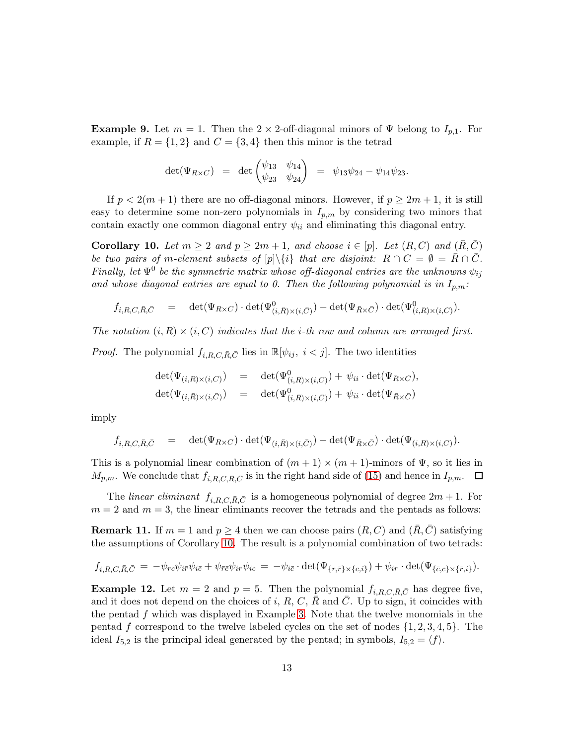**Example 9.** Let $m = 1$. Then the $2 \times 2$-off-diagonal minors of $\Psi$ belong to $I_{p,1}$. For example, if $R = \{1, 2\}$ and $C = \{3, 4\}$ then this minor is the tetrad

$$\det(\Psi_{R\times C}) \;=\; \det\begin{pmatrix} \psi_{13} & \psi_{14} \\ \psi_{23} & \psi_{24} \end{pmatrix} \;=\; \psi_{13}\psi_{24} - \psi_{14}\psi_{23}.$$

If $p < 2(m + 1)$ there are no off-diagonal minors. However, if $p \geq 2m + 1$, it is still easy to determine some non-zero polynomials in $I_{p,m}$ by considering two minors that contain exactly one common diagonal entry $\psi_{ii}$ and eliminating this diagonal entry.

**Corollary 10.** *Let $m \geq 2$ and $p \geq 2m + 1$, and choose $i \in [p]$. Let $(R, C)$ and $(\bar{R}, \bar{C})$ be two pairs of $m$-element subsets of $[p]\backslash\{i\}$ that are disjoint: $R \cap C = \emptyset = \bar{R} \cap \bar{C}$. Finally, let $\Psi^0$ be the symmetric matrix whose off-diagonal entries are the unknowns $\psi_{ij}$ and whose diagonal entries are equal to 0. Then the following polynomial is in $I_{p,m}$:*

$$f_{i,R,C,\bar{R},\bar{C}} \quad = \quad \det(\Psi_{R\times C}) \cdot \det(\Psi^0_{(i,\bar{R})\times(i,\bar{C})}) - \det(\Psi_{\bar{R}\times\bar{C}}) \cdot \det(\Psi^0_{(i,R)\times(i,C)}).$$

*The notation $(i, R) \times (i, C)$ indicates that the $i$-th row and column are arranged first.*

*Proof.* The polynomial $f_{i,R,C,\bar{R},\bar{C}}$ lies in $\mathbb{R}[\psi_{ij},\ i < j]$. The two identities

$$\begin{aligned}
\det(\Psi_{(i,R)\times(i,C)}) \quad &= \quad \det(\Psi^0_{(i,R)\times(i,C)}) + \psi_{ii} \cdot \det(\Psi_{R\times C}), \\
\det(\Psi_{(i,\bar{R})\times(i,\bar{C})}) \quad &= \quad \det(\Psi^0_{(i,\bar{R})\times(i,\bar{C})}) + \psi_{ii} \cdot \det(\Psi_{\bar{R}\times\bar{C}})
\end{aligned}$$

imply

$$f_{i,R,C,\bar{R},\bar{C}} \quad = \quad \det(\Psi_{R\times C}) \cdot \det(\Psi_{(i,\bar{R})\times(i,\bar{C})}) - \det(\Psi_{\bar{R}\times\bar{C}}) \cdot \det(\Psi_{(i,R)\times(i,C)}).$$

This is a polynomial linear combination of $(m+1) \times (m+1)$-minors of $\Psi$, so it lies in $M_{p,m}$. We conclude that $f_{i,R,C,\bar{R},\bar{C}}$ is in the right hand side of (15) and hence in $I_{p,m}$. $\square$

The *linear eliminant* $f_{i,R,C,\bar{R},\bar{C}}$ is a homogeneous polynomial of degree $2m+1$. For $m = 2$ and $m = 3$, the linear eliminants recover the tetrads and the pentads as follows:

**Remark 11.** If $m = 1$ and $p \geq 4$ then we can choose pairs $(R, C)$ and $(\bar{R}, \bar{C})$ satisfying the assumptions of Corollary 10. The result is a polynomial combination of two tetrads:

$$f_{i,R,C,\bar{R},\bar{C}} = -\psi_{rc}\psi_{i\bar{r}}\psi_{i\bar{c}} + \psi_{\bar{r}\bar{c}}\psi_{ir}\psi_{ic} = -\psi_{i\bar{c}} \cdot \det(\Psi_{\{r,\bar{r}\}\times\{c,i\}}) + \psi_{ir} \cdot \det(\Psi_{\{\bar{c},c\}\times\{\bar{r},i\}}).$$

**Example 12.** Let $m = 2$ and $p = 5$. Then the polynomial $f_{i,R,C,\bar{R},\bar{C}}$ has degree five, and it does not depend on the choices of $i$, $R$, $C$, $\bar{R}$ and $\bar{C}$. Up to sign, it coincides with the pentad $f$ which was displayed in Example 3. Note that the twelve monomials in the pentad $f$ correspond to the twelve labeled cycles on the set of nodes $\{1, 2, 3, 4, 5\}$. The ideal $I_{5,2}$ is the principal ideal generated by the pentad; in symbols, $I_{5,2} = \langle f \rangle$.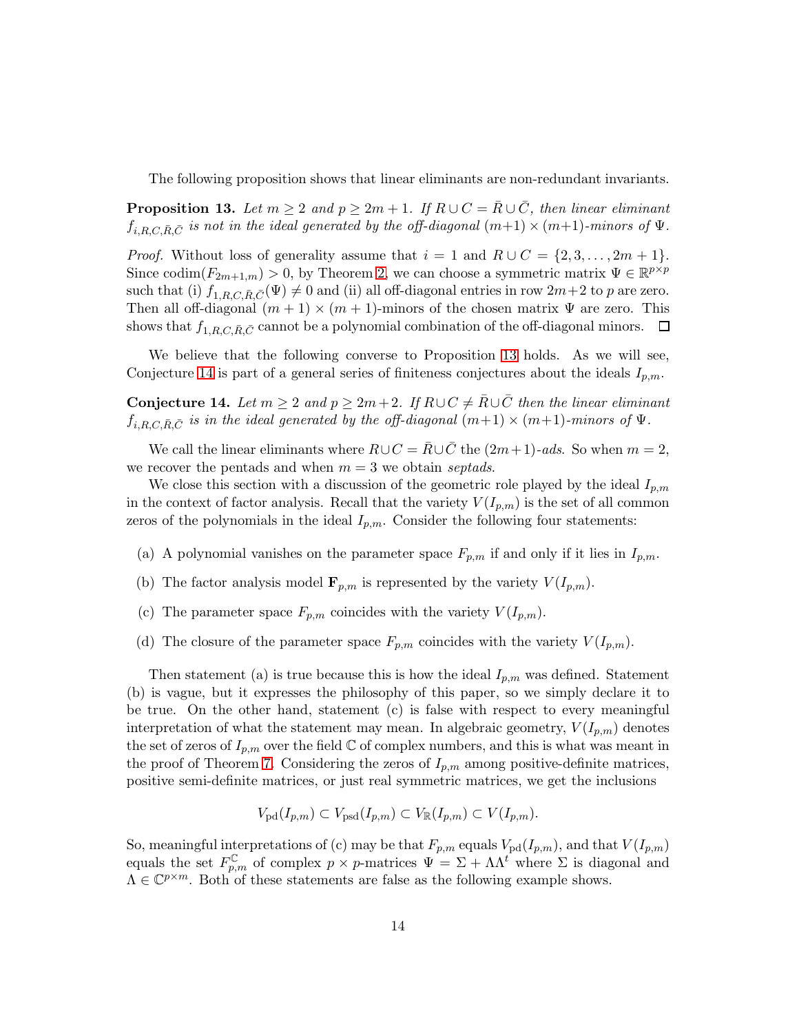The following proposition shows that linear eliminants are non-redundant invariants.

**Proposition 13.** *Let $m \geq 2$ and $p \geq 2m+1$. If $R \cup C = \bar{R} \cup \bar{C}$, then linear eliminant $f_{i,R,C,\bar{R},\bar{C}}$ is not in the ideal generated by the off-diagonal $(m+1) \times (m+1)$-minors of $\Psi$.*

*Proof.* Without loss of generality assume that $i = 1$ and $R \cup C = \{2, 3, \ldots, 2m+1\}$. Since $\operatorname{codim}(F_{2m+1,m}) > 0$, by Theorem 2, we can choose a symmetric matrix $\Psi \in \mathbb{R}^{p \times p}$ such that (i) $f_{1,R,C,\bar{R},\bar{C}}(\Psi) \neq 0$ and (ii) all off-diagonal entries in row $2m+2$ to $p$ are zero. Then all off-diagonal $(m+1) \times (m+1)$-minors of the chosen matrix $\Psi$ are zero. This shows that $f_{1,R,C,\bar{R},\bar{C}}$ cannot be a polynomial combination of the off-diagonal minors. $\square$

We believe that the following converse to Proposition 13 holds. As we will see, Conjecture 14 is part of a general series of finiteness conjectures about the ideals $I_{p,m}$.

**Conjecture 14.** *Let $m \geq 2$ and $p \geq 2m+2$. If $R \cup C \neq \bar{R} \cup \bar{C}$ then the linear eliminant $f_{i,R,C,\bar{R},\bar{C}}$ is in the ideal generated by the off-diagonal $(m+1) \times (m+1)$-minors of $\Psi$.*

We call the linear eliminants where $R \cup C = \bar{R} \cup \bar{C}$ the $(2m+1)$-*ads*. So when $m = 2$, we recover the pentads and when $m = 3$ we obtain *septads*.

We close this section with a discussion of the geometric role played by the ideal $I_{p,m}$ in the context of factor analysis. Recall that the variety $V(I_{p,m})$ is the set of all common zeros of the polynomials in the ideal $I_{p,m}$. Consider the following four statements:

(a) A polynomial vanishes on the parameter space $F_{p,m}$ if and only if it lies in $I_{p,m}$.

(b) The factor analysis model $\mathbf{F}_{p,m}$ is represented by the variety $V(I_{p,m})$.

(c) The parameter space $F_{p,m}$ coincides with the variety $V(I_{p,m})$.

(d) The closure of the parameter space $F_{p,m}$ coincides with the variety $V(I_{p,m})$.

Then statement (a) is true because this is how the ideal $I_{p,m}$ was defined. Statement (b) is vague, but it expresses the philosophy of this paper, so we simply declare it to be true. On the other hand, statement (c) is false with respect to every meaningful interpretation of what the statement may mean. In algebraic geometry, $V(I_{p,m})$ denotes the set of zeros of $I_{p,m}$ over the field $\mathbb{C}$ of complex numbers, and this is what was meant in the proof of Theorem 7. Considering the zeros of $I_{p,m}$ among positive-definite matrices, positive semi-definite matrices, or just real symmetric matrices, we get the inclusions

$$V_{\mathrm{pd}}(I_{p,m}) \subset V_{\mathrm{psd}}(I_{p,m}) \subset V_{\mathbb{R}}(I_{p,m}) \subset V(I_{p,m}).$$

So, meaningful interpretations of (c) may be that $F_{p,m}$ equals $V_{\mathrm{pd}}(I_{p,m})$, and that $V(I_{p,m})$ equals the set $F_{p,m}^{\mathbb{C}}$ of complex $p \times p$-matrices $\Psi = \Sigma + \Lambda\Lambda^t$ where $\Sigma$ is diagonal and $\Lambda \in \mathbb{C}^{p \times m}$. Both of these statements are false as the following example shows.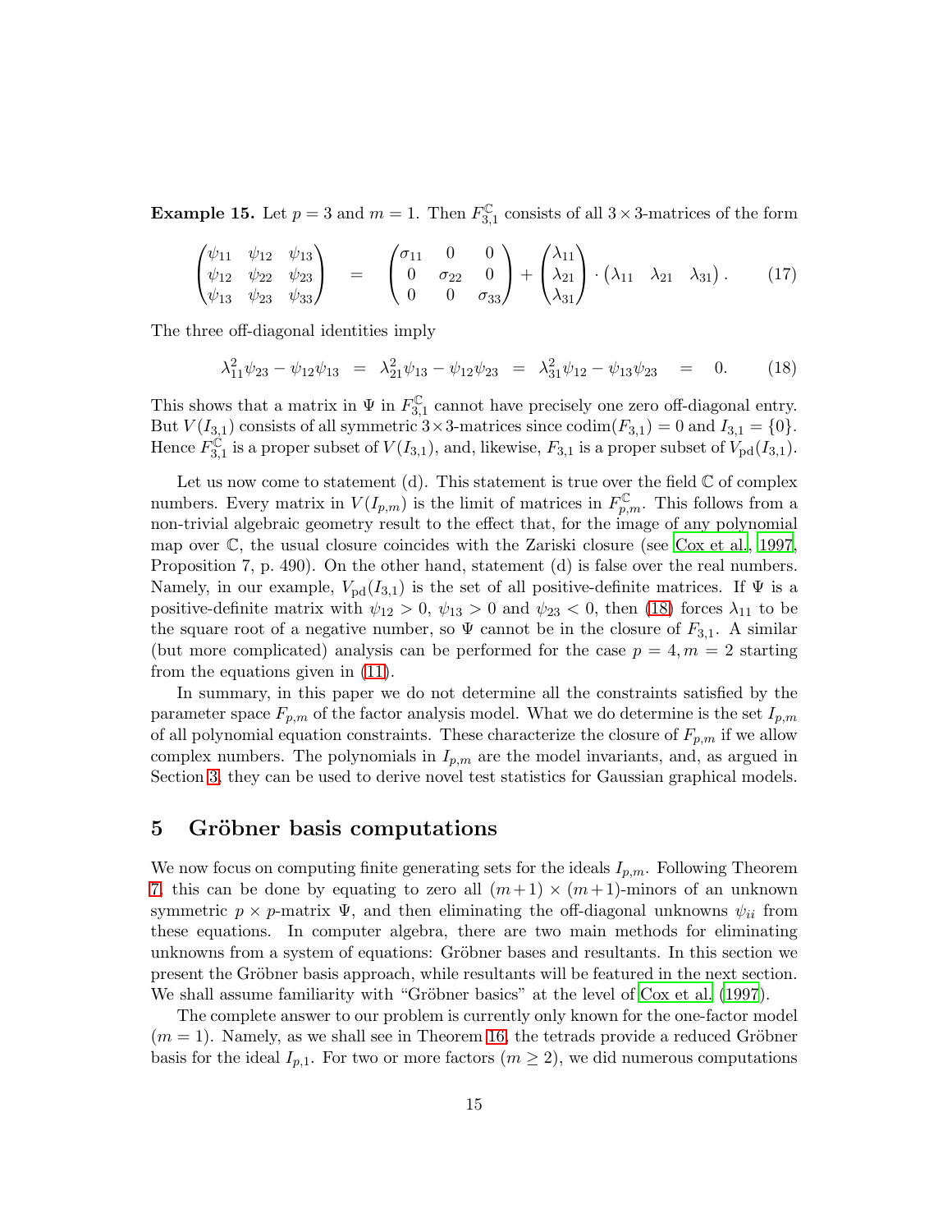**Example 15.** Let $p = 3$ and $m = 1$. Then $F_{3,1}^{\mathbb{C}}$ consists of all $3 \times 3$-matrices of the form

$$\begin{pmatrix} \psi_{11} & \psi_{12} & \psi_{13} \\ \psi_{12} & \psi_{22} & \psi_{23} \\ \psi_{13} & \psi_{23} & \psi_{33} \end{pmatrix} \quad = \quad \begin{pmatrix} \sigma_{11} & 0 & 0 \\ 0 & \sigma_{22} & 0 \\ 0 & 0 & \sigma_{33} \end{pmatrix} + \begin{pmatrix} \lambda_{11} \\ \lambda_{21} \\ \lambda_{31} \end{pmatrix} \cdot \begin{pmatrix} \lambda_{11} & \lambda_{21} & \lambda_{31} \end{pmatrix}. \tag{17}$$

The three off-diagonal identities imply

$$\lambda_{11}^2 \psi_{23} - \psi_{12}\psi_{13} \;=\; \lambda_{21}^2 \psi_{13} - \psi_{12}\psi_{23} \;=\; \lambda_{31}^2 \psi_{12} - \psi_{13}\psi_{23} \;=\; 0. \tag{18}$$

This shows that a matrix in $\Psi$ in $F_{3,1}^{\mathbb{C}}$ cannot have precisely one zero off-diagonal entry. But $V(I_{3,1})$ consists of all symmetric $3 \times 3$-matrices since $\mathrm{codim}(F_{3,1}) = 0$ and $I_{3,1} = \{0\}$. Hence $F_{3,1}^{\mathbb{C}}$ is a proper subset of $V(I_{3,1})$, and, likewise, $F_{3,1}$ is a proper subset of $V_{\mathrm{pd}}(I_{3,1})$.

Let us now come to statement (d). This statement is true over the field $\mathbb{C}$ of complex numbers. Every matrix in $V(I_{p,m})$ is the limit of matrices in $F_{p,m}^{\mathbb{C}}$. This follows from a non-trivial algebraic geometry result to the effect that, for the image of any polynomial map over $\mathbb{C}$, the usual closure coincides with the Zariski closure (see Cox et al., 1997, Proposition 7, p. 490). On the other hand, statement (d) is false over the real numbers. Namely, in our example, $V_{\mathrm{pd}}(I_{3,1})$ is the set of all positive-definite matrices. If $\Psi$ is a positive-definite matrix with $\psi_{12} > 0$, $\psi_{13} > 0$ and $\psi_{23} < 0$, then (18) forces $\lambda_{11}$ to be the square root of a negative number, so $\Psi$ cannot be in the closure of $F_{3,1}$. A similar (but more complicated) analysis can be performed for the case $p = 4, m = 2$ starting from the equations given in (11).

In summary, in this paper we do not determine all the constraints satisfied by the parameter space $F_{p,m}$ of the factor analysis model. What we do determine is the set $I_{p,m}$ of all polynomial equation constraints. These characterize the closure of $F_{p,m}$ if we allow complex numbers. The polynomials in $I_{p,m}$ are the model invariants, and, as argued in Section 3, they can be used to derive novel test statistics for Gaussian graphical models.

## 5 Gröbner basis computations

We now focus on computing finite generating sets for the ideals $I_{p,m}$. Following Theorem 7, this can be done by equating to zero all $(m+1) \times (m+1)$-minors of an unknown symmetric $p \times p$-matrix $\Psi$, and then eliminating the off-diagonal unknowns $\psi_{ii}$ from these equations. In computer algebra, there are two main methods for eliminating unknowns from a system of equations: Gröbner bases and resultants. In this section we present the Gröbner basis approach, while resultants will be featured in the next section. We shall assume familiarity with "Gröbner basics" at the level of Cox et al. (1997).

The complete answer to our problem is currently only known for the one-factor model ($m = 1$). Namely, as we shall see in Theorem 16, the tetrads provide a reduced Gröbner basis for the ideal $I_{p,1}$. For two or more factors ($m \geq 2$), we did numerous computations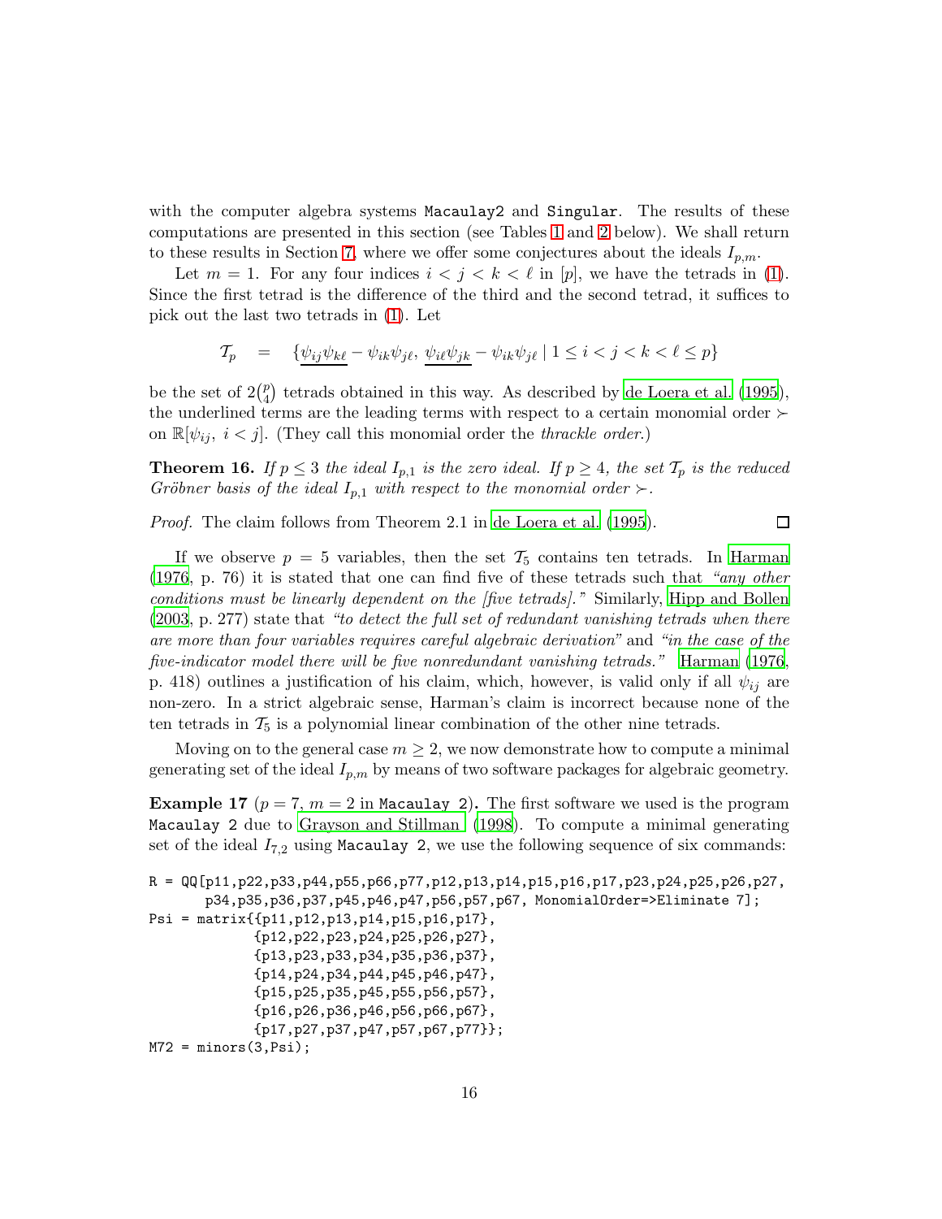with the computer algebra systems `Macaulay2` and `Singular`. The results of these computations are presented in this section (see Tables 1 and 2 below). We shall return to these results in Section 7, where we offer some conjectures about the ideals $I_{p,m}$.

Let $m = 1$. For any four indices $i < j < k < \ell$ in $[p]$, we have the tetrads in (1). Since the first tetrad is the difference of the third and the second tetrad, it suffices to pick out the last two tetrads in (1). Let

$$\mathcal{T}_p \quad = \quad \{\underline{\psi_{ij}\psi_{k\ell}} - \psi_{ik}\psi_{j\ell},\ \underline{\psi_{i\ell}\psi_{jk}} - \psi_{ik}\psi_{j\ell} \mid 1 \leq i < j < k < \ell \leq p\}$$

be the set of $2\binom{p}{4}$ tetrads obtained in this way. As described by de Loera et al. (1995), the underlined terms are the leading terms with respect to a certain monomial order $\succ$ on $\mathbb{R}[\psi_{ij},\ i < j]$. (They call this monomial order the *thrackle order*.)

**Theorem 16.** *If $p \leq 3$ the ideal $I_{p,1}$ is the zero ideal. If $p \geq 4$, the set $\mathcal{T}_p$ is the reduced Gröbner basis of the ideal $I_{p,1}$ with respect to the monomial order $\succ$.*

*Proof.* The claim follows from Theorem 2.1 in de Loera et al. (1995). □

If we observe $p = 5$ variables, then the set $\mathcal{T}_5$ contains ten tetrads. In Harman (1976, p. 76) it is stated that one can find five of these tetrads such that *"any other conditions must be linearly dependent on the [five tetrads]."* Similarly, Hipp and Bollen (2003, p. 277) state that *"to detect the full set of redundant vanishing tetrads when there are more than four variables requires careful algebraic derivation"* and *"in the case of the five-indicator model there will be five nonredundant vanishing tetrads."* Harman (1976, p. 418) outlines a justification of his claim, which, however, is valid only if all $\psi_{ij}$ are non-zero. In a strict algebraic sense, Harman's claim is incorrect because none of the ten tetrads in $\mathcal{T}_5$ is a polynomial linear combination of the other nine tetrads.

Moving on to the general case $m \geq 2$, we now demonstrate how to compute a minimal generating set of the ideal $I_{p,m}$ by means of two software packages for algebraic geometry.

**Example 17** ($p = 7$, $m = 2$ in `Macaulay 2`)**.** The first software we used is the program `Macaulay 2` due to Grayson and Stillman (1998). To compute a minimal generating set of the ideal $I_{7,2}$ using `Macaulay 2`, we use the following sequence of six commands:

```
R = QQ[p11,p22,p33,p44,p55,p66,p77,p12,p13,p14,p15,p16,p17,p23,p24,p25,p26,p27,
       p34,p35,p36,p37,p45,p46,p47,p56,p57,p67, MonomialOrder=>Eliminate 7];
Psi = matrix{{p11,p12,p13,p14,p15,p16,p17},
             {p12,p22,p23,p24,p25,p26,p27},
             {p13,p23,p33,p34,p35,p36,p37},
             {p14,p24,p34,p44,p45,p46,p47},
             {p15,p25,p35,p45,p55,p56,p57},
             {p16,p26,p36,p46,p56,p66,p67},
             {p17,p27,p37,p47,p57,p67,p77}};
M72 = minors(3,Psi);
```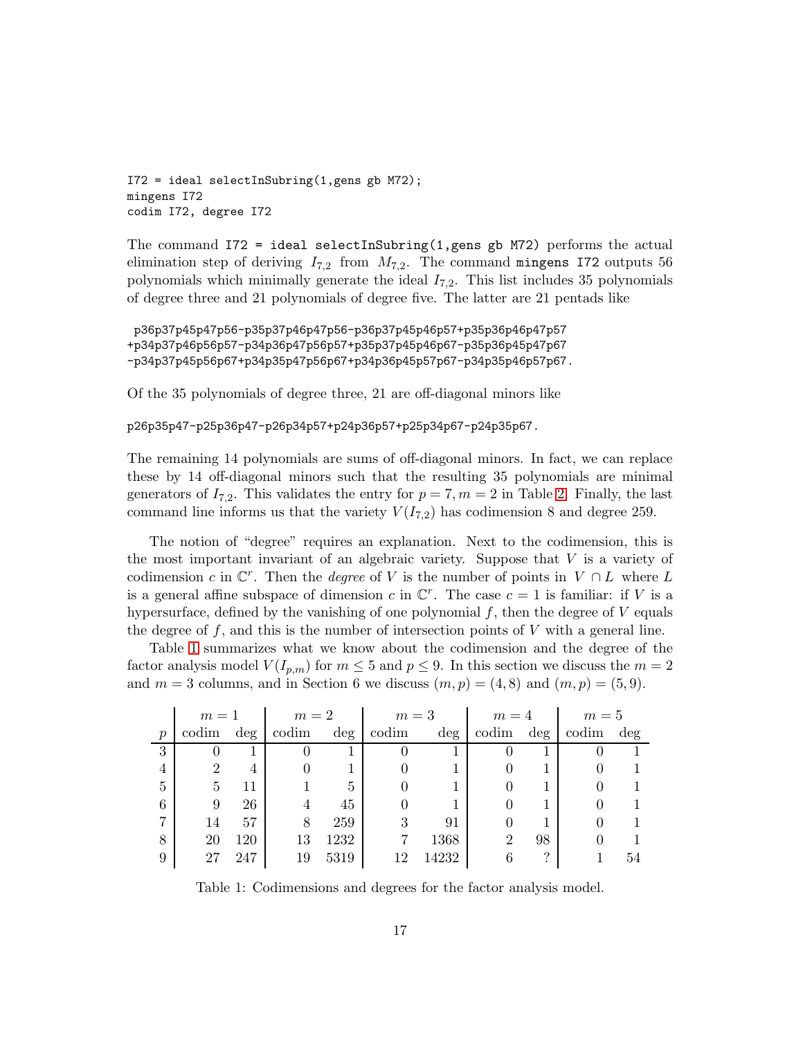```
I72 = ideal selectInSubring(1,gens gb M72);
mingens I72
codim I72, degree I72
```

The command `I72 = ideal selectInSubring(1,gens gb M72)` performs the actual elimination step of deriving $I_{7,2}$ from $M_{7,2}$. The command `mingens I72` outputs 56 polynomials which minimally generate the ideal $I_{7,2}$. This list includes 35 polynomials of degree three and 21 polynomials of degree five. The latter are 21 pentads like

```
 p36p37p45p47p56-p35p37p46p47p56-p36p37p45p46p57+p35p36p46p47p57
+p34p37p46p56p57-p34p36p47p56p57+p35p37p45p46p67-p35p36p45p47p67
-p34p37p45p56p67+p34p35p47p56p67+p34p36p45p57p67-p34p35p46p57p67.
```

Of the 35 polynomials of degree three, 21 are off-diagonal minors like

```
p26p35p47-p25p36p47-p26p34p57+p24p36p57+p25p34p67-p24p35p67.
```

The remaining 14 polynomials are sums of off-diagonal minors. In fact, we can replace these by 14 off-diagonal minors such that the resulting 35 polynomials are minimal generators of $I_{7,2}$. This validates the entry for $p = 7, m = 2$ in Table 2. Finally, the last command line informs us that the variety $V(I_{7,2})$ has codimension 8 and degree 259.

The notion of "degree" requires an explanation. Next to the codimension, this is the most important invariant of an algebraic variety. Suppose that $V$ is a variety of codimension $c$ in $\mathbb{C}^r$. Then the *degree* of $V$ is the number of points in $V \cap L$ where $L$ is a general affine subspace of dimension $c$ in $\mathbb{C}^r$. The case $c = 1$ is familiar: if $V$ is a hypersurface, defined by the vanishing of one polynomial $f$, then the degree of $V$ equals the degree of $f$, and this is the number of intersection points of $V$ with a general line.

Table 1 summarizes what we know about the codimension and the degree of the factor analysis model $V(I_{p,m})$ for $m \leq 5$ and $p \leq 9$. In this section we discuss the $m = 2$ and $m = 3$ columns, and in Section 6 we discuss $(m, p) = (4, 8)$ and $(m, p) = (5, 9)$.

| | $m = 1$ | | $m = 2$ | | $m = 3$ | | $m = 4$ | | $m = 5$ | |
|---|---|---|---|---|---|---|---|---|---|---|
| $p$ | codim | deg | codim | deg | codim | deg | codim | deg | codim | deg |
| 3 | 0 | 1 | 0 | 1 | 0 | 1 | 0 | 1 | 0 | 1 |
| 4 | 2 | 4 | 0 | 1 | 0 | 1 | 0 | 1 | 0 | 1 |
| 5 | 5 | 11 | 1 | 5 | 0 | 1 | 0 | 1 | 0 | 1 |
| 6 | 9 | 26 | 4 | 45 | 0 | 1 | 0 | 1 | 0 | 1 |
| 7 | 14 | 57 | 8 | 259 | 3 | 91 | 0 | 1 | 0 | 1 |
| 8 | 20 | 120 | 13 | 1232 | 7 | 1368 | 2 | 98 | 0 | 1 |
| 9 | 27 | 247 | 19 | 5319 | 12 | 14232 | 6 | ? | 1 | 54 |

Table 1: Codimensions and degrees for the factor analysis model.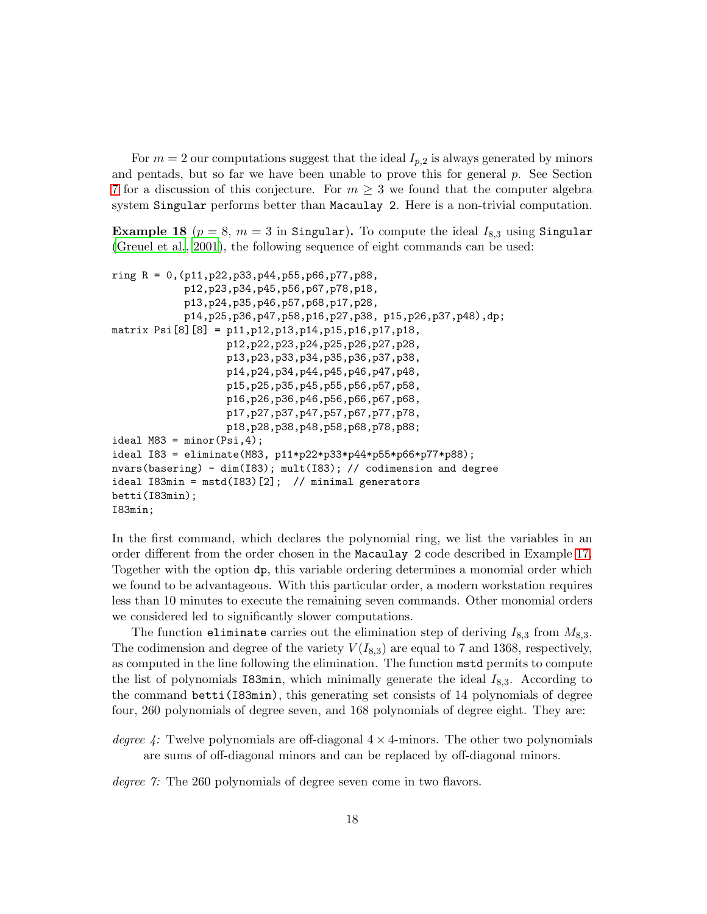For $m = 2$ our computations suggest that the ideal $I_{p,2}$ is always generated by minors and pentads, but so far we have been unable to prove this for general $p$. See Section 7 for a discussion of this conjecture. For $m \geq 3$ we found that the computer algebra system `Singular` performs better than `Macaulay 2`. Here is a non-trivial computation.

**Example 18** ($p = 8$, $m = 3$ in `Singular`)**.** To compute the ideal $I_{8,3}$ using `Singular` (Greuel et al., 2001), the following sequence of eight commands can be used:

```
ring R = 0,(p11,p22,p33,p44,p55,p66,p77,p88,
            p12,p23,p34,p45,p56,p67,p78,p18,
            p13,p24,p35,p46,p57,p68,p17,p28,
            p14,p25,p36,p47,p58,p16,p27,p38, p15,p26,p37,p48),dp;
matrix Psi[8][8] = p11,p12,p13,p14,p15,p16,p17,p18,
                   p12,p22,p23,p24,p25,p26,p27,p28,
                   p13,p23,p33,p34,p35,p36,p37,p38,
                   p14,p24,p34,p44,p45,p46,p47,p48,
                   p15,p25,p35,p45,p55,p56,p57,p58,
                   p16,p26,p36,p46,p56,p66,p67,p68,
                   p17,p27,p37,p47,p57,p67,p77,p78,
                   p18,p28,p38,p48,p58,p68,p78,p88;
ideal M83 = minor(Psi,4);
ideal I83 = eliminate(M83, p11*p22*p33*p44*p55*p66*p77*p88);
nvars(basering) - dim(I83); mult(I83); // codimension and degree
ideal I83min = mstd(I83)[2];  // minimal generators
betti(I83min);
I83min;
```

In the first command, which declares the polynomial ring, we list the variables in an order different from the order chosen in the `Macaulay 2` code described in Example 17. Together with the option `dp`, this variable ordering determines a monomial order which we found to be advantageous. With this particular order, a modern workstation requires less than 10 minutes to execute the remaining seven commands. Other monomial orders we considered led to significantly slower computations.

The function `eliminate` carries out the elimination step of deriving $I_{8,3}$ from $M_{8,3}$. The codimension and degree of the variety $V(I_{8,3})$ are equal to 7 and 1368, respectively, as computed in the line following the elimination. The function `mstd` permits to compute the list of polynomials `I83min`, which minimally generate the ideal $I_{8,3}$. According to the command `betti(I83min)`, this generating set consists of 14 polynomials of degree four, 260 polynomials of degree seven, and 168 polynomials of degree eight. They are:

*degree 4:* Twelve polynomials are off-diagonal $4 \times 4$-minors. The other two polynomials are sums of off-diagonal minors and can be replaced by off-diagonal minors.

*degree 7:* The 260 polynomials of degree seven come in two flavors.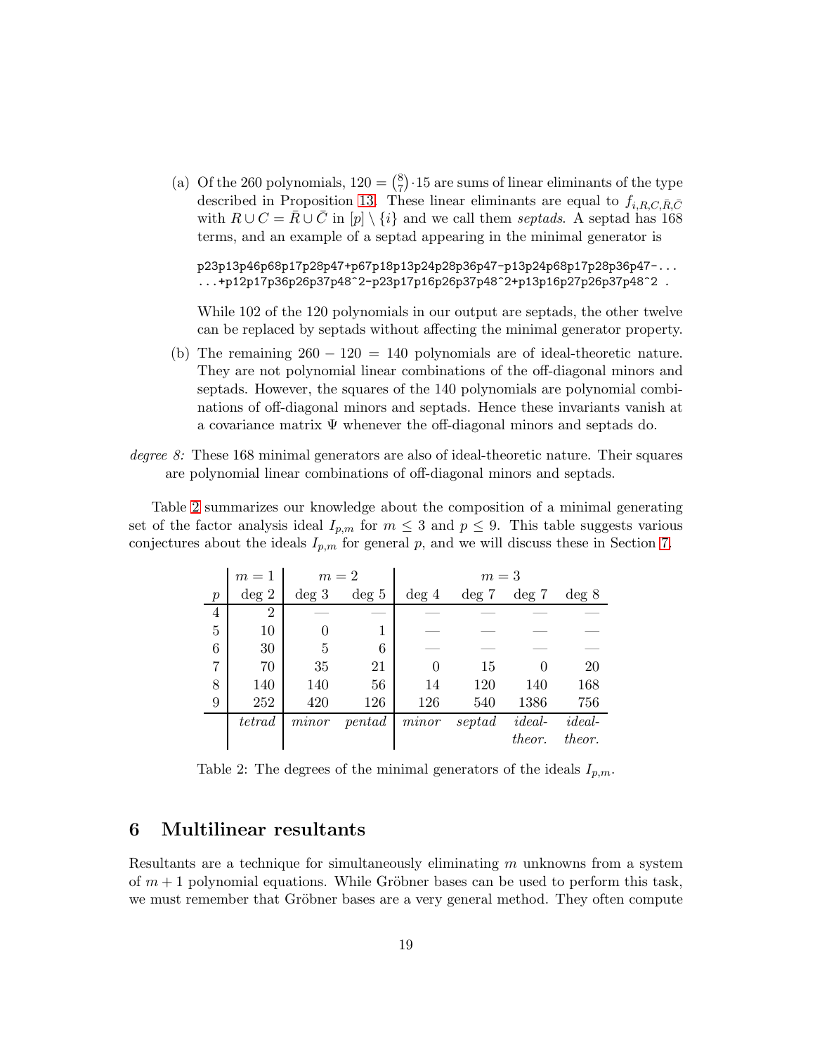(a) Of the 260 polynomials, $120 = \binom{8}{7} \cdot 15$ are sums of linear eliminants of the type described in Proposition 13. These linear eliminants are equal to $f_{i,R,C,\bar{R},\bar{C}}$ with $R \cup C = \bar{R} \cup \bar{C}$ in $[p] \setminus \{i\}$ and we call them *septads*. A septad has 168 terms, and an example of a septad appearing in the minimal generator is

```
p23p13p46p68p17p28p47+p67p18p13p24p28p36p47-p13p24p68p17p28p36p47-...
...+p12p17p36p26p37p48^2-p23p17p16p26p37p48^2+p13p16p27p26p37p48^2 .
```

While 102 of the 120 polynomials in our output are septads, the other twelve can be replaced by septads without affecting the minimal generator property.

(b) The remaining $260 - 120 = 140$ polynomials are of ideal-theoretic nature. They are not polynomial linear combinations of the off-diagonal minors and septads. However, the squares of the 140 polynomials are polynomial combinations of off-diagonal minors and septads. Hence these invariants vanish at a covariance matrix $\Psi$ whenever the off-diagonal minors and septads do.

*degree 8:* These 168 minimal generators are also of ideal-theoretic nature. Their squares are polynomial linear combinations of off-diagonal minors and septads.

Table 2 summarizes our knowledge about the composition of a minimal generating set of the factor analysis ideal $I_{p,m}$ for $m \leq 3$ and $p \leq 9$. This table suggests various conjectures about the ideals $I_{p,m}$ for general $p$, and we will discuss these in Section 7.

| | $m = 1$ | $m = 2$ | | $m = 3$ | | | |
|---|---|---|---|---|---|---|---|
| $p$ | deg 2 | deg 3 | deg 5 | deg 4 | deg 7 | deg 7 | deg 8 |
| 4 | 2 | — | — | — | — | — | — |
| 5 | 10 | 0 | 1 | — | — | — | — |
| 6 | 30 | 5 | 6 | — | — | — | — |
| 7 | 70 | 35 | 21 | 0 | 15 | 0 | 20 |
| 8 | 140 | 140 | 56 | 14 | 120 | 140 | 168 |
| 9 | 252 | 420 | 126 | 126 | 540 | 1386 | 756 |
| | *tetrad* | *minor* | *pentad* | *minor* | *septad* | *ideal-theor.* | *ideal-theor.* |

Table 2: The degrees of the minimal generators of the ideals $I_{p,m}$.

## 6 Multilinear resultants

Resultants are a technique for simultaneously eliminating $m$ unknowns from a system of $m + 1$ polynomial equations. While Gröbner bases can be used to perform this task, we must remember that Gröbner bases are a very general method. They often compute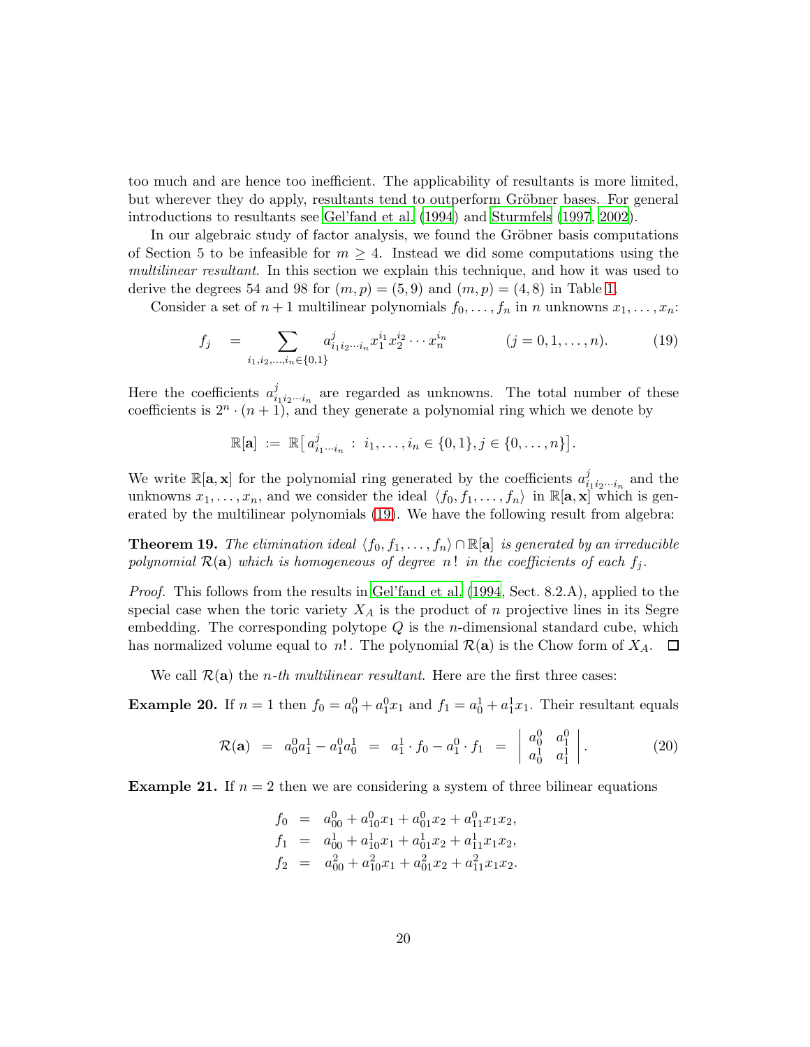too much and are hence too inefficient. The applicability of resultants is more limited, but wherever they do apply, resultants tend to outperform Gröbner bases. For general introductions to resultants see Gel'fand et al. (1994) and Sturmfels (1997, 2002).

In our algebraic study of factor analysis, we found the Gröbner basis computations of Section 5 to be infeasible for $m \geq 4$. Instead we did some computations using the *multilinear resultant*. In this section we explain this technique, and how it was used to derive the degrees 54 and 98 for $(m, p) = (5, 9)$ and $(m, p) = (4, 8)$ in Table 1.

Consider a set of $n+1$ multilinear polynomials $f_0, \ldots, f_n$ in $n$ unknowns $x_1, \ldots, x_n$:

$$f_j \quad = \sum_{i_1, i_2, \ldots, i_n \in \{0,1\}} a^j_{i_1 i_2 \cdots i_n} x_1^{i_1} x_2^{i_2} \cdots x_n^{i_n} \qquad (j = 0, 1, \ldots, n). \tag{19}$$

Here the coefficients $a^j_{i_1 i_2 \cdots i_n}$ are regarded as unknowns. The total number of these coefficients is $2^n \cdot (n+1)$, and they generate a polynomial ring which we denote by

$$\mathbb{R}[\mathbf{a}] \;:=\; \mathbb{R}\big[\, a^j_{i_1 \cdots i_n} \,:\, i_1, \ldots, i_n \in \{0,1\}, j \in \{0, \ldots, n\}\big].$$

We write $\mathbb{R}[\mathbf{a}, \mathbf{x}]$ for the polynomial ring generated by the coefficients $a^j_{i_1 i_2 \cdots i_n}$ and the unknowns $x_1, \ldots, x_n$, and we consider the ideal $\langle f_0, f_1, \ldots, f_n \rangle$ in $\mathbb{R}[\mathbf{a}, \mathbf{x}]$ which is generated by the multilinear polynomials (19). We have the following result from algebra:

**Theorem 19.** *The elimination ideal $\langle f_0, f_1, \ldots, f_n \rangle \cap \mathbb{R}[\mathbf{a}]$ is generated by an irreducible polynomial $\mathcal{R}(\mathbf{a})$ which is homogeneous of degree $n\,!$ in the coefficients of each $f_j$.*

*Proof.* This follows from the results in Gel'fand et al. (1994, Sect. 8.2.A), applied to the special case when the toric variety $X_A$ is the product of $n$ projective lines in its Segre embedding. The corresponding polytope $Q$ is the $n$-dimensional standard cube, which has normalized volume equal to $n!$. The polynomial $\mathcal{R}(\mathbf{a})$ is the Chow form of $X_A$. ☐

We call $\mathcal{R}(\mathbf{a})$ the *$n$-th multilinear resultant*. Here are the first three cases:

**Example 20.** If $n = 1$ then $f_0 = a_0^0 + a_1^0 x_1$ and $f_1 = a_0^1 + a_1^1 x_1$. Their resultant equals

$$\mathcal{R}(\mathbf{a}) \;=\; a_0^0 a_1^1 - a_1^0 a_0^1 \;=\; a_1^1 \cdot f_0 - a_1^0 \cdot f_1 \;=\; \begin{vmatrix} a_0^0 & a_1^0 \\ a_0^1 & a_1^1 \end{vmatrix}. \tag{20}$$

**Example 21.** If $n = 2$ then we are considering a system of three bilinear equations

$$\begin{aligned}
f_0 &= a^0_{00} + a^0_{10} x_1 + a^0_{01} x_2 + a^0_{11} x_1 x_2, \\
f_1 &= a^1_{00} + a^1_{10} x_1 + a^1_{01} x_2 + a^1_{11} x_1 x_2, \\
f_2 &= a^2_{00} + a^2_{10} x_1 + a^2_{01} x_2 + a^2_{11} x_1 x_2.
\end{aligned}$$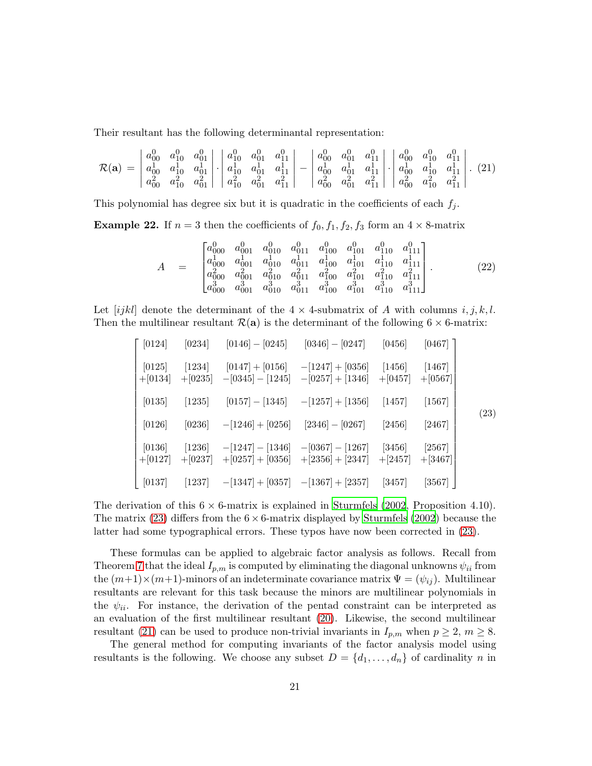Their resultant has the following determinantal representation:

$$
\mathcal{R}(\mathbf{a}) = \begin{vmatrix} a^0_{00} & a^0_{10} & a^0_{01} \\ a^1_{00} & a^1_{10} & a^1_{01} \\ a^2_{00} & a^2_{10} & a^2_{01} \end{vmatrix} \cdot \begin{vmatrix} a^0_{10} & a^0_{01} & a^0_{11} \\ a^1_{10} & a^1_{01} & a^1_{11} \\ a^2_{10} & a^2_{01} & a^2_{11} \end{vmatrix} - \begin{vmatrix} a^0_{00} & a^0_{01} & a^0_{11} \\ a^1_{00} & a^1_{01} & a^1_{11} \\ a^2_{00} & a^2_{01} & a^2_{11} \end{vmatrix} \cdot \begin{vmatrix} a^0_{00} & a^0_{10} & a^0_{11} \\ a^1_{00} & a^1_{10} & a^1_{11} \\ a^2_{00} & a^2_{10} & a^2_{11} \end{vmatrix}. \tag{21}
$$

This polynomial has degree six but it is quadratic in the coefficients of each $f_j$.

**Example 22.** If $n = 3$ then the coefficients of $f_0, f_1, f_2, f_3$ form an $4 \times 8$-matrix

$$
A \quad = \quad \begin{bmatrix} a^0_{000} & a^0_{001} & a^0_{010} & a^0_{011} & a^0_{100} & a^0_{101} & a^0_{110} & a^0_{111} \\ a^1_{000} & a^1_{001} & a^1_{010} & a^1_{011} & a^1_{100} & a^1_{101} & a^1_{110} & a^1_{111} \\ a^2_{000} & a^2_{001} & a^2_{010} & a^2_{011} & a^2_{100} & a^2_{101} & a^2_{110} & a^2_{111} \\ a^3_{000} & a^3_{001} & a^3_{010} & a^3_{011} & a^3_{100} & a^3_{101} & a^3_{110} & a^3_{111} \end{bmatrix}. \tag{22}
$$

Let $[ijkl]$ denote the determinant of the $4 \times 4$-submatrix of $A$ with columns $i, j, k, l$. Then the multilinear resultant $\mathcal{R}(\mathbf{a})$ is the determinant of the following $6 \times 6$-matrix:

$$
\begin{bmatrix}
[0124] & [0234] & [0146]-[0245] & [0346]-[0247] & [0456] & [0467] \\
[0125]+[0134] & [1234]+[0235] & [0147]+[0156]-[0345]-[1245] & -[1247]+[0356]-[0257]+[1346] & [1456]+[0457] & [1467]+[0567] \\
[0135] & [1235] & [0157]-[1345] & -[1257]+[1356] & [1457] & [1567] \\
[0126] & [0236] & -[1246]+[0256] & [2346]-[0267] & [2456] & [2467] \\
[0136]+[0127] & [1236]+[0237] & -[1247]-[1346]+[0257]+[0356] & -[0367]-[1267]+[2356]+[2347] & [3456]+[2457] & [2567]+[3467] \\
[0137] & [1237] & -[1347]+[0357] & -[1367]+[2357] & [3457] & [3567]
\end{bmatrix} \tag{23}
$$

The derivation of this $6 \times 6$-matrix is explained in Sturmfels (2002, Proposition 4.10). The matrix (23) differs from the $6 \times 6$-matrix displayed by Sturmfels (2002) because the latter had some typographical errors. These typos have now been corrected in (23).

These formulas can be applied to algebraic factor analysis as follows. Recall from Theorem 7 that the ideal $I_{p,m}$ is computed by eliminating the diagonal unknowns $\psi_{ii}$ from the $(m+1) \times (m+1)$-minors of an indeterminate covariance matrix $\Psi = (\psi_{ij})$. Multilinear resultants are relevant for this task because the minors are multilinear polynomials in the $\psi_{ii}$. For instance, the derivation of the pentad constraint can be interpreted as an evaluation of the first multilinear resultant (20). Likewise, the second multilinear resultant (21) can be used to produce non-trivial invariants in $I_{p,m}$ when $p \geq 2$, $m \geq 8$.

The general method for computing invariants of the factor analysis model using resultants is the following. We choose any subset $D = \{d_1, \ldots, d_n\}$ of cardinality $n$ in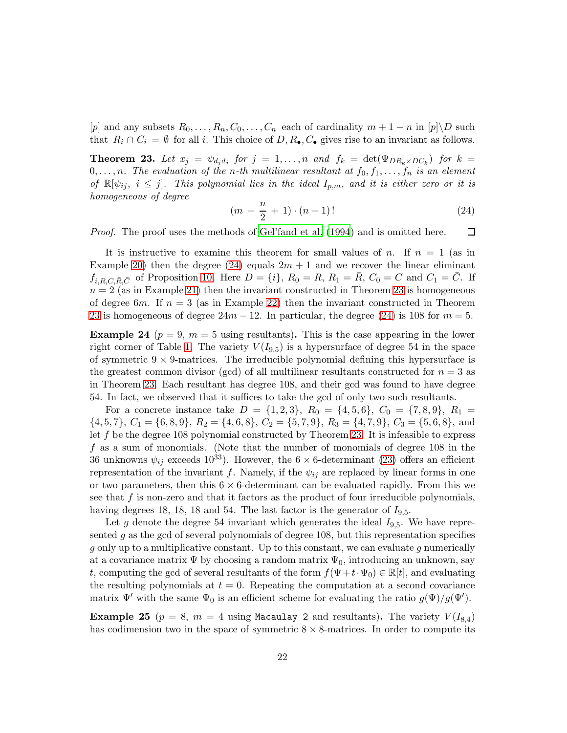$[p]$ and any subsets $R_0, \ldots, R_n, C_0, \ldots, C_n$ each of cardinality $m+1-n$ in $[p]\backslash D$ such that $R_i \cap C_i = \emptyset$ for all $i$. This choice of $D, R_\bullet, C_\bullet$ gives rise to an invariant as follows.

**Theorem 23.** *Let $x_j = \psi_{d_j d_j}$ for $j = 1, \ldots, n$ and $f_k = \det(\Psi_{DR_k \times DC_k})$ for $k = 0, \ldots, n$. The evaluation of the $n$-th multilinear resultant at $f_0, f_1, \ldots, f_n$ is an element of $\mathbb{R}[\psi_{ij},\ i \leq j]$. This polynomial lies in the ideal $I_{p,m}$, and it is either zero or it is homogeneous of degree*

$$(m - \frac{n}{2} + 1) \cdot (n+1)\,! \tag{24}$$

*Proof.* The proof uses the methods of Gel'fand et al. (1994) and is omitted here. □

It is instructive to examine this theorem for small values of $n$. If $n = 1$ (as in Example 20) then the degree (24) equals $2m+1$ and we recover the linear eliminant $f_{i,R,C,\bar{R},\bar{C}}$ of Proposition 10. Here $D = \{i\}$, $R_0 = R$, $R_1 = \bar{R}$, $C_0 = C$ and $C_1 = \bar{C}$. If $n = 2$ (as in Example 21) then the invariant constructed in Theorem 23 is homogeneous of degree $6m$. If $n = 3$ (as in Example 22) then the invariant constructed in Theorem 23 is homogeneous of degree $24m - 12$. In particular, the degree (24) is 108 for $m = 5$.

**Example 24** ($p = 9$, $m = 5$ using resultants)**.** This is the case appearing in the lower right corner of Table 1. The variety $V(I_{9,5})$ is a hypersurface of degree 54 in the space of symmetric $9 \times 9$-matrices. The irreducible polynomial defining this hypersurface is the greatest common divisor (gcd) of all multilinear resultants constructed for $n = 3$ as in Theorem 23. Each resultant has degree 108, and their gcd was found to have degree 54. In fact, we observed that it suffices to take the gcd of only two such resultants.

For a concrete instance take $D = \{1, 2, 3\}$, $R_0 = \{4, 5, 6\}$, $C_0 = \{7, 8, 9\}$, $R_1 = \{4, 5, 7\}$, $C_1 = \{6, 8, 9\}$, $R_2 = \{4, 6, 8\}$, $C_2 = \{5, 7, 9\}$, $R_3 = \{4, 7, 9\}$, $C_3 = \{5, 6, 8\}$, and let $f$ be the degree 108 polynomial constructed by Theorem 23. It is infeasible to express $f$ as a sum of monomials. (Note that the number of monomials of degree 108 in the 36 unknowns $\psi_{ij}$ exceeds $10^{33}$). However, the $6 \times 6$-determinant (23) offers an efficient representation of the invariant $f$. Namely, if the $\psi_{ij}$ are replaced by linear forms in one or two parameters, then this $6 \times 6$-determinant can be evaluated rapidly. From this we see that $f$ is non-zero and that it factors as the product of four irreducible polynomials, having degrees 18, 18, 18 and 54. The last factor is the generator of $I_{9,5}$.

Let $g$ denote the degree 54 invariant which generates the ideal $I_{9,5}$. We have represented $g$ as the gcd of several polynomials of degree 108, but this representation specifies $g$ only up to a multiplicative constant. Up to this constant, we can evaluate $g$ numerically at a covariance matrix $\Psi$ by choosing a random matrix $\Psi_0$, introducing an unknown, say $t$, computing the gcd of several resultants of the form $f(\Psi + t \cdot \Psi_0) \in \mathbb{R}[t]$, and evaluating the resulting polynomials at $t = 0$. Repeating the computation at a second covariance matrix $\Psi'$ with the same $\Psi_0$ is an efficient scheme for evaluating the ratio $g(\Psi)/g(\Psi')$.

**Example 25** ($p = 8$, $m = 4$ using `Macaulay 2` and resultants)**.** The variety $V(I_{8,4})$ has codimension two in the space of symmetric $8 \times 8$-matrices. In order to compute its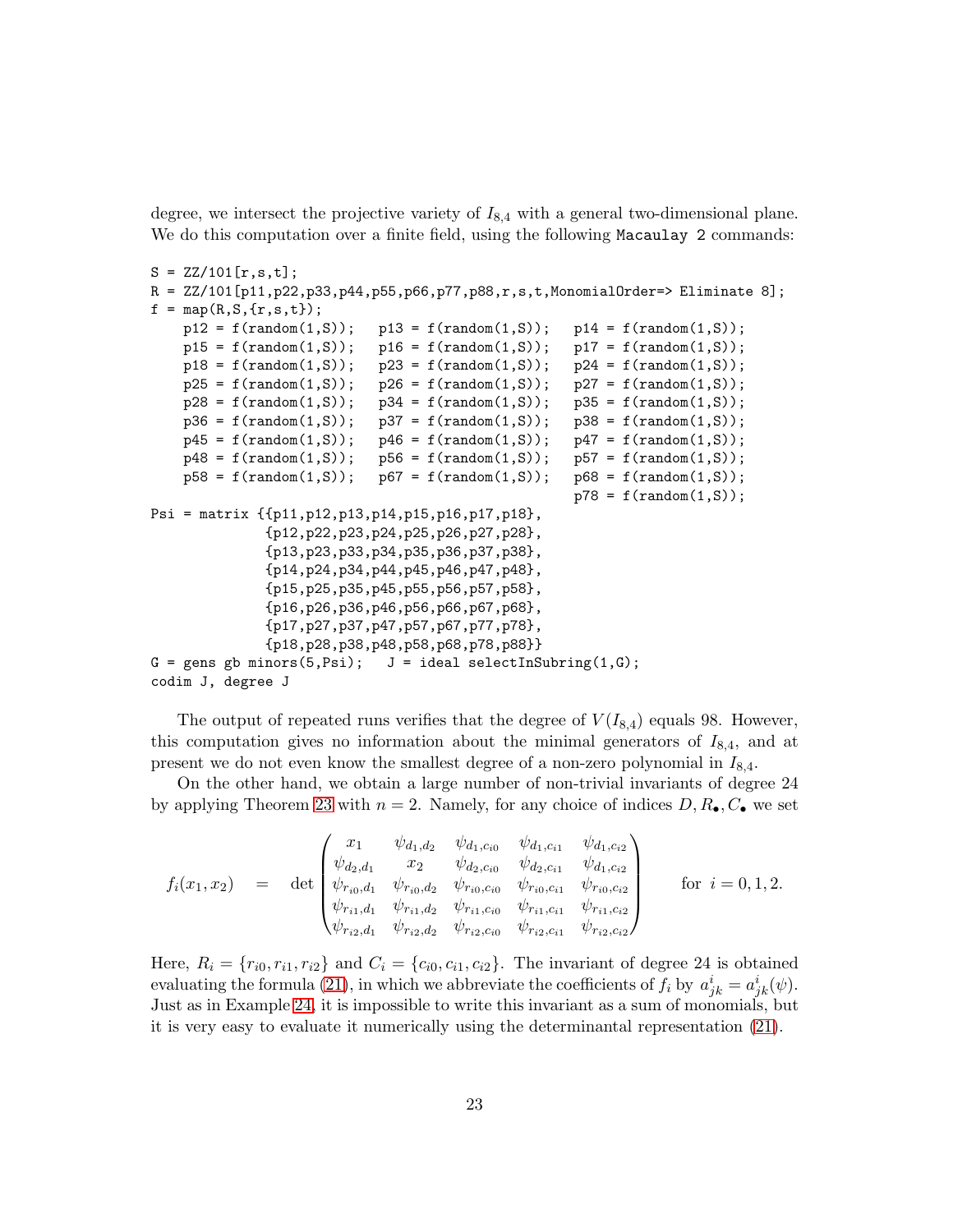degree, we intersect the projective variety of $I_{8,4}$ with a general two-dimensional plane. We do this computation over a finite field, using the following Macaulay 2 commands:

```
S = ZZ/101[r,s,t];
R = ZZ/101[p11,p22,p33,p44,p55,p66,p77,p88,r,s,t,MonomialOrder=> Eliminate 8];
f = map(R,S,{r,s,t});
    p12 = f(random(1,S));   p13 = f(random(1,S));   p14 = f(random(1,S));
    p15 = f(random(1,S));   p16 = f(random(1,S));   p17 = f(random(1,S));
    p18 = f(random(1,S));   p23 = f(random(1,S));   p24 = f(random(1,S));
    p25 = f(random(1,S));   p26 = f(random(1,S));   p27 = f(random(1,S));
    p28 = f(random(1,S));   p34 = f(random(1,S));   p35 = f(random(1,S));
    p36 = f(random(1,S));   p37 = f(random(1,S));   p38 = f(random(1,S));
    p45 = f(random(1,S));   p46 = f(random(1,S));   p47 = f(random(1,S));
    p48 = f(random(1,S));   p56 = f(random(1,S));   p57 = f(random(1,S));
    p58 = f(random(1,S));   p67 = f(random(1,S));   p68 = f(random(1,S));
                                                    p78 = f(random(1,S));
Psi = matrix {{p11,p12,p13,p14,p15,p16,p17,p18},
              {p12,p22,p23,p24,p25,p26,p27,p28},
              {p13,p23,p33,p34,p35,p36,p37,p38},
              {p14,p24,p34,p44,p45,p46,p47,p48},
              {p15,p25,p35,p45,p55,p56,p57,p58},
              {p16,p26,p36,p46,p56,p66,p67,p68},
              {p17,p27,p37,p47,p57,p67,p77,p78},
              {p18,p28,p38,p48,p58,p68,p78,p88}}
G = gens gb minors(5,Psi);   J = ideal selectInSubring(1,G);
codim J, degree J
```

The output of repeated runs verifies that the degree of $V(I_{8,4})$ equals 98. However, this computation gives no information about the minimal generators of $I_{8,4}$, and at present we do not even know the smallest degree of a non-zero polynomial in $I_{8,4}$.

On the other hand, we obtain a large number of non-trivial invariants of degree 24 by applying Theorem 23 with $n = 2$. Namely, for any choice of indices $D, R_\bullet, C_\bullet$ we set

$$f_i(x_1, x_2) \quad = \quad \det \begin{pmatrix} x_1 & \psi_{d_1,d_2} & \psi_{d_1,c_{i0}} & \psi_{d_1,c_{i1}} & \psi_{d_1,c_{i2}} \\ \psi_{d_2,d_1} & x_2 & \psi_{d_2,c_{i0}} & \psi_{d_2,c_{i1}} & \psi_{d_1,c_{i2}} \\ \psi_{r_{i0},d_1} & \psi_{r_{i0},d_2} & \psi_{r_{i0},c_{i0}} & \psi_{r_{i0},c_{i1}} & \psi_{r_{i0},c_{i2}} \\ \psi_{r_{i1},d_1} & \psi_{r_{i1},d_2} & \psi_{r_{i1},c_{i0}} & \psi_{r_{i1},c_{i1}} & \psi_{r_{i1},c_{i2}} \\ \psi_{r_{i2},d_1} & \psi_{r_{i2},d_2} & \psi_{r_{i2},c_{i0}} & \psi_{r_{i2},c_{i1}} & \psi_{r_{i2},c_{i2}} \end{pmatrix} \qquad \text{for } \ i = 0, 1, 2.$$

Here, $R_i = \{r_{i0}, r_{i1}, r_{i2}\}$ and $C_i = \{c_{i0}, c_{i1}, c_{i2}\}$. The invariant of degree 24 is obtained evaluating the formula (21), in which we abbreviate the coefficients of $f_i$ by $a^i_{jk} = a^i_{jk}(\psi)$. Just as in Example 24, it is impossible to write this invariant as a sum of monomials, but it is very easy to evaluate it numerically using the determinantal representation (21).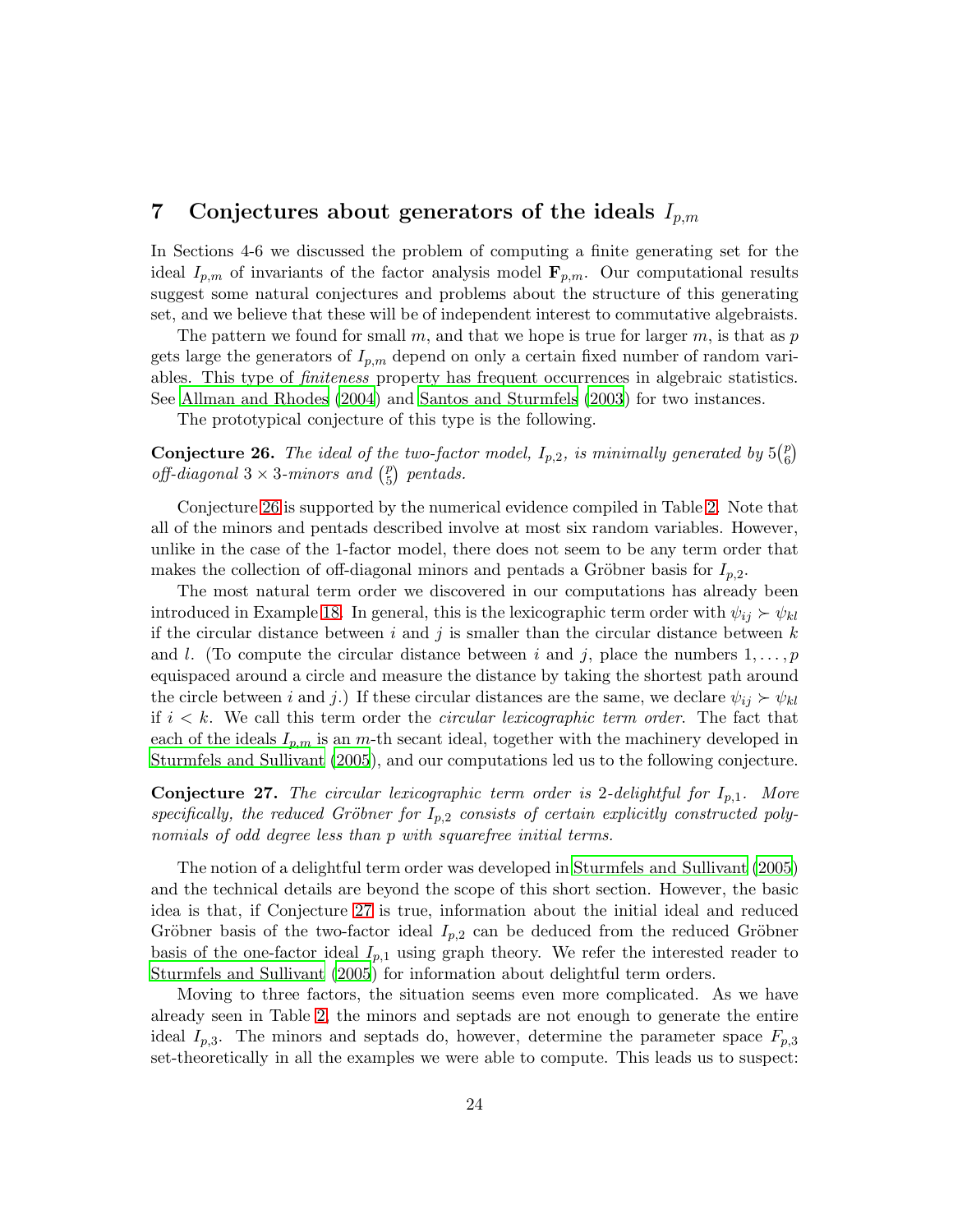## 7 Conjectures about generators of the ideals $I_{p,m}$

In Sections 4-6 we discussed the problem of computing a finite generating set for the ideal $I_{p,m}$ of invariants of the factor analysis model $\mathbf{F}_{p,m}$. Our computational results suggest some natural conjectures and problems about the structure of this generating set, and we believe that these will be of independent interest to commutative algebraists.

The pattern we found for small $m$, and that we hope is true for larger $m$, is that as $p$ gets large the generators of $I_{p,m}$ depend on only a certain fixed number of random variables. This type of *finiteness* property has frequent occurrences in algebraic statistics. See Allman and Rhodes (2004) and Santos and Sturmfels (2003) for two instances.

The prototypical conjecture of this type is the following.

**Conjecture 26.** *The ideal of the two-factor model, $I_{p,2}$, is minimally generated by $5\binom{p}{6}$ off-diagonal $3 \times 3$-minors and $\binom{p}{5}$ pentads.*

Conjecture 26 is supported by the numerical evidence compiled in Table 2. Note that all of the minors and pentads described involve at most six random variables. However, unlike in the case of the 1-factor model, there does not seem to be any term order that makes the collection of off-diagonal minors and pentads a Gröbner basis for $I_{p,2}$.

The most natural term order we discovered in our computations has already been introduced in Example 18. In general, this is the lexicographic term order with $\psi_{ij} \succ \psi_{kl}$ if the circular distance between $i$ and $j$ is smaller than the circular distance between $k$ and $l$. (To compute the circular distance between $i$ and $j$, place the numbers $1, \ldots, p$ equispaced around a circle and measure the distance by taking the shortest path around the circle between $i$ and $j$.) If these circular distances are the same, we declare $\psi_{ij} \succ \psi_{kl}$ if $i < k$. We call this term order the *circular lexicographic term order*. The fact that each of the ideals $I_{p,m}$ is an $m$-th secant ideal, together with the machinery developed in Sturmfels and Sullivant (2005), and our computations led us to the following conjecture.

**Conjecture 27.** *The circular lexicographic term order is 2-delightful for $I_{p,1}$. More specifically, the reduced Gröbner for $I_{p,2}$ consists of certain explicitly constructed polynomials of odd degree less than $p$ with squarefree initial terms.*

The notion of a delightful term order was developed in Sturmfels and Sullivant (2005) and the technical details are beyond the scope of this short section. However, the basic idea is that, if Conjecture 27 is true, information about the initial ideal and reduced Gröbner basis of the two-factor ideal $I_{p,2}$ can be deduced from the reduced Gröbner basis of the one-factor ideal $I_{p,1}$ using graph theory. We refer the interested reader to Sturmfels and Sullivant (2005) for information about delightful term orders.

Moving to three factors, the situation seems even more complicated. As we have already seen in Table 2, the minors and septads are not enough to generate the entire ideal $I_{p,3}$. The minors and septads do, however, determine the parameter space $F_{p,3}$ set-theoretically in all the examples we were able to compute. This leads us to suspect: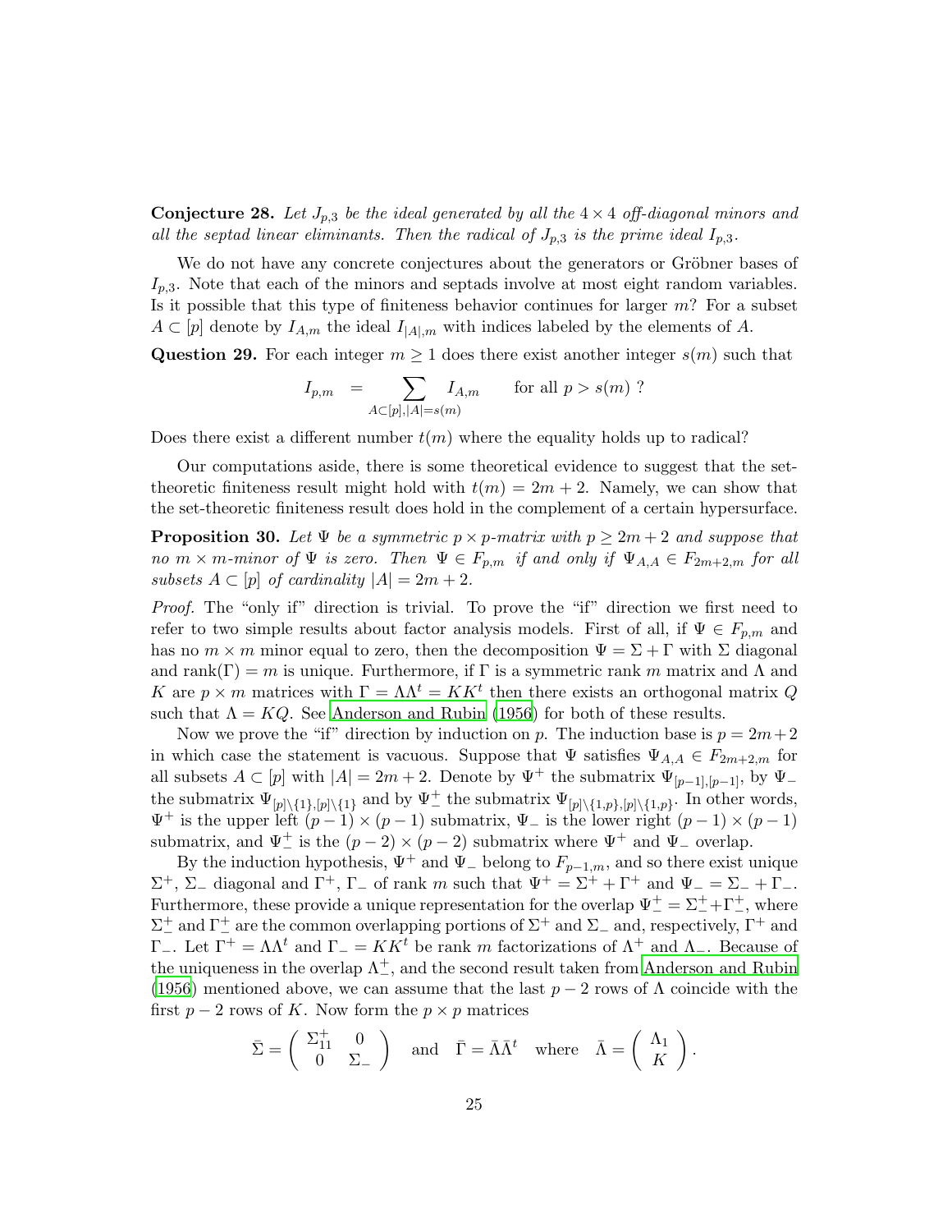**Conjecture 28.** *Let $J_{p,3}$ be the ideal generated by all the $4 \times 4$ off-diagonal minors and all the septad linear eliminants. Then the radical of $J_{p,3}$ is the prime ideal $I_{p,3}$.*

We do not have any concrete conjectures about the generators or Gröbner bases of $I_{p,3}$. Note that each of the minors and septads involve at most eight random variables. Is it possible that this type of finiteness behavior continues for larger $m$? For a subset $A \subset [p]$ denote by $I_{A,m}$ the ideal $I_{|A|,m}$ with indices labeled by the elements of $A$.

**Question 29.** For each integer $m \geq 1$ does there exist another integer $s(m)$ such that

$$I_{p,m} \;=\; \sum_{A \subset [p], |A| = s(m)} I_{A,m} \qquad \text{for all } p > s(m) \text{ ?}$$

Does there exist a different number $t(m)$ where the equality holds up to radical?

Our computations aside, there is some theoretical evidence to suggest that the set-theoretic finiteness result might hold with $t(m) = 2m + 2$. Namely, we can show that the set-theoretic finiteness result does hold in the complement of a certain hypersurface.

**Proposition 30.** *Let $\Psi$ be a symmetric $p \times p$-matrix with $p \geq 2m + 2$ and suppose that no $m \times m$-minor of $\Psi$ is zero. Then $\Psi \in F_{p,m}$ if and only if $\Psi_{A,A} \in F_{2m+2,m}$ for all subsets $A \subset [p]$ of cardinality $|A| = 2m + 2$.*

*Proof.* The "only if" direction is trivial. To prove the "if" direction we first need to refer to two simple results about factor analysis models. First of all, if $\Psi \in F_{p,m}$ and has no $m \times m$ minor equal to zero, then the decomposition $\Psi = \Sigma + \Gamma$ with $\Sigma$ diagonal and $\mathrm{rank}(\Gamma) = m$ is unique. Furthermore, if $\Gamma$ is a symmetric rank $m$ matrix and $\Lambda$ and $K$ are $p \times m$ matrices with $\Gamma = \Lambda\Lambda^t = KK^t$ then there exists an orthogonal matrix $Q$ such that $\Lambda = KQ$. See Anderson and Rubin (1956) for both of these results.

Now we prove the "if" direction by induction on $p$. The induction base is $p = 2m+2$ in which case the statement is vacuous. Suppose that $\Psi$ satisfies $\Psi_{A,A} \in F_{2m+2,m}$ for all subsets $A \subset [p]$ with $|A| = 2m + 2$. Denote by $\Psi^+$ the submatrix $\Psi_{[p-1],[p-1]}$, by $\Psi_-$ the submatrix $\Psi_{[p]\setminus\{1\},[p]\setminus\{1\}}$ and by $\Psi_-^+$ the submatrix $\Psi_{[p]\setminus\{1,p\},[p]\setminus\{1,p\}}$. In other words, $\Psi^+$ is the upper left $(p-1) \times (p-1)$ submatrix, $\Psi_-$ is the lower right $(p-1) \times (p-1)$ submatrix, and $\Psi_-^+$ is the $(p-2) \times (p-2)$ submatrix where $\Psi^+$ and $\Psi_-$ overlap.

By the induction hypothesis, $\Psi^+$ and $\Psi_-$ belong to $F_{p-1,m}$, and so there exist unique $\Sigma^+$, $\Sigma_-$ diagonal and $\Gamma^+$, $\Gamma_-$ of rank $m$ such that $\Psi^+ = \Sigma^+ + \Gamma^+$ and $\Psi_- = \Sigma_- + \Gamma_-$. Furthermore, these provide a unique representation for the overlap $\Psi_-^+ = \Sigma_-^+ + \Gamma_-^+$, where $\Sigma_-^+$ and $\Gamma_-^+$ are the common overlapping portions of $\Sigma^+$ and $\Sigma_-$ and, respectively, $\Gamma^+$ and $\Gamma_-$. Let $\Gamma^+ = \Lambda\Lambda^t$ and $\Gamma_- = KK^t$ be rank $m$ factorizations of $\Lambda^+$ and $\Lambda_-$. Because of the uniqueness in the overlap $\Lambda_-^+$, and the second result taken from Anderson and Rubin (1956) mentioned above, we can assume that the last $p - 2$ rows of $\Lambda$ coincide with the first $p - 2$ rows of $K$. Now form the $p \times p$ matrices

$$\bar{\Sigma} = \begin{pmatrix} \Sigma_{11}^+ & 0 \\ 0 & \Sigma_- \end{pmatrix} \quad \text{and} \quad \bar{\Gamma} = \bar{\Lambda}\bar{\Lambda}^t \quad \text{where} \quad \bar{\Lambda} = \begin{pmatrix} \Lambda_1 \\ K \end{pmatrix}.$$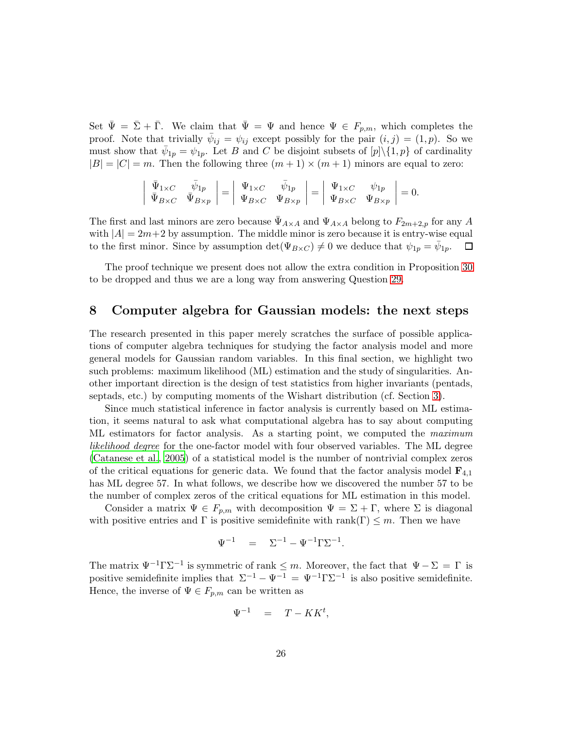Set $\bar{\Psi} = \bar{\Sigma} + \bar{\Gamma}$. We claim that $\bar{\Psi} = \Psi$ and hence $\Psi \in F_{p,m}$, which completes the proof. Note that trivially $\bar{\psi}_{ij} = \psi_{ij}$ except possibly for the pair $(i,j) = (1,p)$. So we must show that $\bar{\psi}_{1p} = \psi_{1p}$. Let $B$ and $C$ be disjoint subsets of $[p]\backslash\{1,p\}$ of cardinality $|B| = |C| = m$. Then the following three $(m+1)\times(m+1)$ minors are equal to zero:

$$\begin{vmatrix} \bar{\Psi}_{1\times C} & \bar{\psi}_{1p} \\ \bar{\Psi}_{B\times C} & \bar{\Psi}_{B\times p} \end{vmatrix} = \begin{vmatrix} \Psi_{1\times C} & \bar{\psi}_{1p} \\ \Psi_{B\times C} & \Psi_{B\times p} \end{vmatrix} = \begin{vmatrix} \Psi_{1\times C} & \psi_{1p} \\ \Psi_{B\times C} & \Psi_{B\times p} \end{vmatrix} = 0.$$

The first and last minors are zero because $\bar{\Psi}_{A\times A}$ and $\Psi_{A\times A}$ belong to $F_{2m+2,p}$ for any $A$ with $|A| = 2m+2$ by assumption. The middle minor is zero because it is entry-wise equal to the first minor. Since by assumption $\det(\Psi_{B\times C}) \neq 0$ we deduce that $\psi_{1p} = \bar{\psi}_{1p}$. $\square$

The proof technique we present does not allow the extra condition in Proposition 30 to be dropped and thus we are a long way from answering Question 29.

## 8 Computer algebra for Gaussian models: the next steps

The research presented in this paper merely scratches the surface of possible applications of computer algebra techniques for studying the factor analysis model and more general models for Gaussian random variables. In this final section, we highlight two such problems: maximum likelihood (ML) estimation and the study of singularities. Another important direction is the design of test statistics from higher invariants (pentads, septads, etc.) by computing moments of the Wishart distribution (cf. Section 3).

Since much statistical inference in factor analysis is currently based on ML estimation, it seems natural to ask what computational algebra has to say about computing ML estimators for factor analysis. As a starting point, we computed the *maximum likelihood degree* for the one-factor model with four observed variables. The ML degree (Catanese et al., 2005) of a statistical model is the number of nontrivial complex zeros of the critical equations for generic data. We found that the factor analysis model $\mathbf{F}_{4,1}$ has ML degree 57. In what follows, we describe how we discovered the number 57 to be the number of complex zeros of the critical equations for ML estimation in this model.

Consider a matrix $\Psi \in F_{p,m}$ with decomposition $\Psi = \Sigma + \Gamma$, where $\Sigma$ is diagonal with positive entries and $\Gamma$ is positive semidefinite with $\text{rank}(\Gamma) \leq m$. Then we have

$$\Psi^{-1} \quad = \quad \Sigma^{-1} - \Psi^{-1}\Gamma\Sigma^{-1}.$$

The matrix $\Psi^{-1}\Gamma\Sigma^{-1}$ is symmetric of rank $\leq m$. Moreover, the fact that $\Psi - \Sigma = \Gamma$ is positive semidefinite implies that $\Sigma^{-1} - \Psi^{-1} = \Psi^{-1}\Gamma\Sigma^{-1}$ is also positive semidefinite. Hence, the inverse of $\Psi \in F_{p,m}$ can be written as

$$\Psi^{-1} \quad = \quad T - KK^t,$$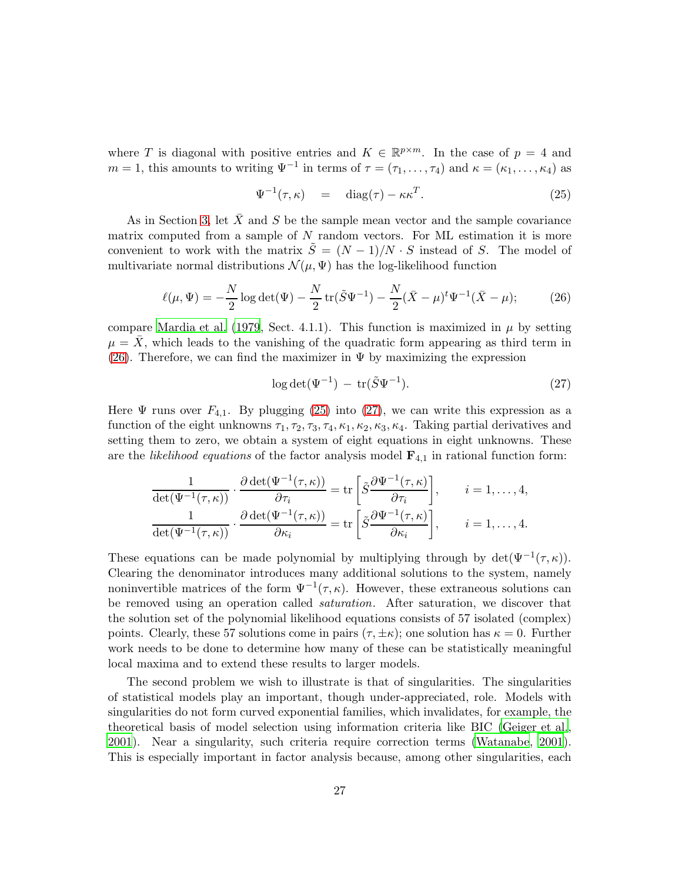where $T$ is diagonal with positive entries and $K \in \mathbb{R}^{p \times m}$. In the case of $p = 4$ and $m = 1$, this amounts to writing $\Psi^{-1}$ in terms of $\tau = (\tau_1, \ldots, \tau_4)$ and $\kappa = (\kappa_1, \ldots, \kappa_4)$ as

$$\Psi^{-1}(\tau, \kappa) \quad = \quad \operatorname{diag}(\tau) - \kappa\kappa^T. \tag{25}$$

As in Section 3, let $\bar{X}$ and $S$ be the sample mean vector and the sample covariance matrix computed from a sample of $N$ random vectors. For ML estimation it is more convenient to work with the matrix $\tilde{S} = (N-1)/N \cdot S$ instead of $S$. The model of multivariate normal distributions $\mathcal{N}(\mu, \Psi)$ has the log-likelihood function

$$\ell(\mu, \Psi) = -\frac{N}{2} \log \det(\Psi) - \frac{N}{2} \operatorname{tr}(\tilde{S}\Psi^{-1}) - \frac{N}{2}(\bar{X} - \mu)^t \Psi^{-1}(\bar{X} - \mu); \tag{26}$$

compare Mardia et al. (1979, Sect. 4.1.1). This function is maximized in $\mu$ by setting $\mu = \bar{X}$, which leads to the vanishing of the quadratic form appearing as third term in (26). Therefore, we can find the maximizer in $\Psi$ by maximizing the expression

$$\log \det(\Psi^{-1}) \; - \; \operatorname{tr}(\tilde{S}\Psi^{-1}). \tag{27}$$

Here $\Psi$ runs over $F_{4,1}$. By plugging (25) into (27), we can write this expression as a function of the eight unknowns $\tau_1, \tau_2, \tau_3, \tau_4, \kappa_1, \kappa_2, \kappa_3, \kappa_4$. Taking partial derivatives and setting them to zero, we obtain a system of eight equations in eight unknowns. These are the *likelihood equations* of the factor analysis model $\mathbf{F}_{4,1}$ in rational function form:

$$\begin{aligned}
\frac{1}{\det(\Psi^{-1}(\tau,\kappa))} \cdot \frac{\partial \det(\Psi^{-1}(\tau,\kappa))}{\partial \tau_i} &= \operatorname{tr}\left[\tilde{S}\frac{\partial \Psi^{-1}(\tau,\kappa)}{\partial \tau_i}\right], \qquad i = 1, \ldots, 4, \\
\frac{1}{\det(\Psi^{-1}(\tau,\kappa))} \cdot \frac{\partial \det(\Psi^{-1}(\tau,\kappa))}{\partial \kappa_i} &= \operatorname{tr}\left[\tilde{S}\frac{\partial \Psi^{-1}(\tau,\kappa)}{\partial \kappa_i}\right], \qquad i = 1, \ldots, 4.
\end{aligned}$$

These equations can be made polynomial by multiplying through by $\det(\Psi^{-1}(\tau, \kappa))$. Clearing the denominator introduces many additional solutions to the system, namely noninvertible matrices of the form $\Psi^{-1}(\tau, \kappa)$. However, these extraneous solutions can be removed using an operation called *saturation*. After saturation, we discover that the solution set of the polynomial likelihood equations consists of 57 isolated (complex) points. Clearly, these 57 solutions come in pairs $(\tau, \pm\kappa)$; one solution has $\kappa = 0$. Further work needs to be done to determine how many of these can be statistically meaningful local maxima and to extend these results to larger models.

The second problem we wish to illustrate is that of singularities. The singularities of statistical models play an important, though under-appreciated, role. Models with singularities do not form curved exponential families, which invalidates, for example, the theoretical basis of model selection using information criteria like BIC (Geiger et al., 2001). Near a singularity, such criteria require correction terms (Watanabe, 2001). This is especially important in factor analysis because, among other singularities, each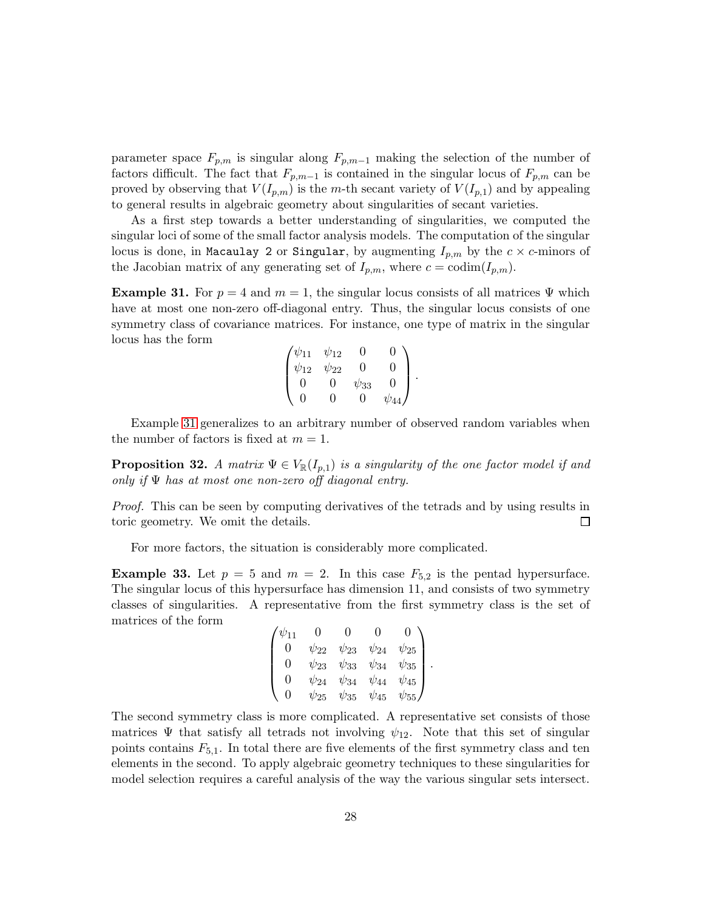parameter space $F_{p,m}$ is singular along $F_{p,m-1}$ making the selection of the number of factors difficult. The fact that $F_{p,m-1}$ is contained in the singular locus of $F_{p,m}$ can be proved by observing that $V(I_{p,m})$ is the $m$-th secant variety of $V(I_{p,1})$ and by appealing to general results in algebraic geometry about singularities of secant varieties.

As a first step towards a better understanding of singularities, we computed the singular loci of some of the small factor analysis models. The computation of the singular locus is done, in `Macaulay 2` or `Singular`, by augmenting $I_{p,m}$ by the $c \times c$-minors of the Jacobian matrix of any generating set of $I_{p,m}$, where $c = \operatorname{codim}(I_{p,m})$.

**Example 31.** For $p = 4$ and $m = 1$, the singular locus consists of all matrices $\Psi$ which have at most one non-zero off-diagonal entry. Thus, the singular locus consists of one symmetry class of covariance matrices. For instance, one type of matrix in the singular locus has the form

$$\begin{pmatrix} \psi_{11} & \psi_{12} & 0 & 0 \\ \psi_{12} & \psi_{22} & 0 & 0 \\ 0 & 0 & \psi_{33} & 0 \\ 0 & 0 & 0 & \psi_{44} \end{pmatrix}.$$

Example 31 generalizes to an arbitrary number of observed random variables when the number of factors is fixed at $m = 1$.

**Proposition 32.** *A matrix $\Psi \in V_{\mathbb{R}}(I_{p,1})$ is a singularity of the one factor model if and only if $\Psi$ has at most one non-zero off diagonal entry.*

*Proof.* This can be seen by computing derivatives of the tetrads and by using results in toric geometry. We omit the details. $\square$

For more factors, the situation is considerably more complicated.

**Example 33.** Let $p = 5$ and $m = 2$. In this case $F_{5,2}$ is the pentad hypersurface. The singular locus of this hypersurface has dimension 11, and consists of two symmetry classes of singularities. A representative from the first symmetry class is the set of matrices of the form

$$\begin{pmatrix} \psi_{11} & 0 & 0 & 0 & 0 \\ 0 & \psi_{22} & \psi_{23} & \psi_{24} & \psi_{25} \\ 0 & \psi_{23} & \psi_{33} & \psi_{34} & \psi_{35} \\ 0 & \psi_{24} & \psi_{34} & \psi_{44} & \psi_{45} \\ 0 & \psi_{25} & \psi_{35} & \psi_{45} & \psi_{55} \end{pmatrix}.$$

The second symmetry class is more complicated. A representative set consists of those matrices $\Psi$ that satisfy all tetrads not involving $\psi_{12}$. Note that this set of singular points contains $F_{5,1}$. In total there are five elements of the first symmetry class and ten elements in the second. To apply algebraic geometry techniques to these singularities for model selection requires a careful analysis of the way the various singular sets intersect.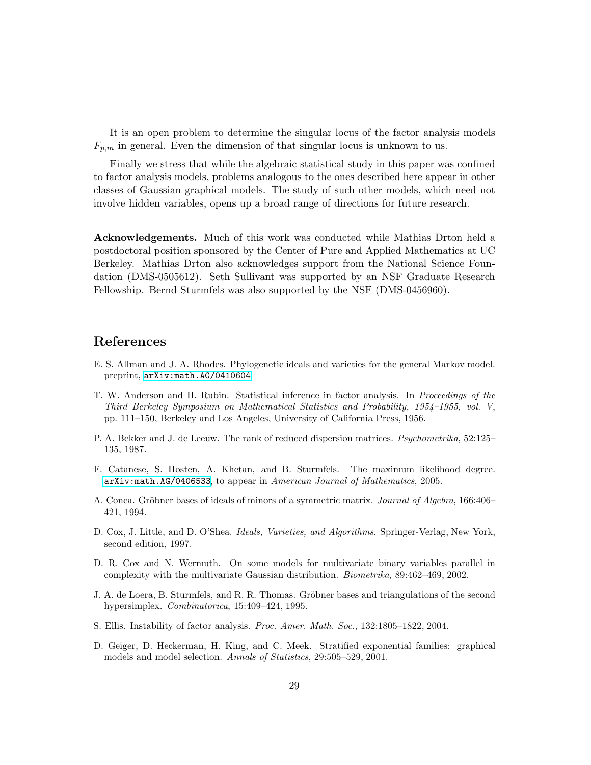It is an open problem to determine the singular locus of the factor analysis models $F_{p,m}$ in general. Even the dimension of that singular locus is unknown to us.

Finally we stress that while the algebraic statistical study in this paper was confined to factor analysis models, problems analogous to the ones described here appear in other classes of Gaussian graphical models. The study of such other models, which need not involve hidden variables, opens up a broad range of directions for future research.

**Acknowledgements.** Much of this work was conducted while Mathias Drton held a postdoctoral position sponsored by the Center of Pure and Applied Mathematics at UC Berkeley. Mathias Drton also acknowledges support from the National Science Foundation (DMS-0505612). Seth Sullivant was supported by an NSF Graduate Research Fellowship. Bernd Sturmfels was also supported by the NSF (DMS-0456960).

## References

E. S. Allman and J. A. Rhodes. Phylogenetic ideals and varieties for the general Markov model. preprint, `arXiv:math.AG/0410604`

T. W. Anderson and H. Rubin. Statistical inference in factor analysis. In *Proceedings of the Third Berkeley Symposium on Mathematical Statistics and Probability, 1954–1955, vol. V*, pp. 111–150, Berkeley and Los Angeles, University of California Press, 1956.

P. A. Bekker and J. de Leeuw. The rank of reduced dispersion matrices. *Psychometrika*, 52:125–135, 1987.

F. Catanese, S. Hosten, A. Khetan, and B. Sturmfels. The maximum likelihood degree. `arXiv:math.AG/0406533`, to appear in *American Journal of Mathematics*, 2005.

A. Conca. Gröbner bases of ideals of minors of a symmetric matrix. *Journal of Algebra*, 166:406–421, 1994.

D. Cox, J. Little, and D. O'Shea. *Ideals, Varieties, and Algorithms*. Springer-Verlag, New York, second edition, 1997.

D. R. Cox and N. Wermuth. On some models for multivariate binary variables parallel in complexity with the multivariate Gaussian distribution. *Biometrika*, 89:462–469, 2002.

J. A. de Loera, B. Sturmfels, and R. R. Thomas. Gröbner bases and triangulations of the second hypersimplex. *Combinatorica*, 15:409–424, 1995.

S. Ellis. Instability of factor analysis. *Proc. Amer. Math. Soc.*, 132:1805–1822, 2004.

D. Geiger, D. Heckerman, H. King, and C. Meek. Stratified exponential families: graphical models and model selection. *Annals of Statistics*, 29:505–529, 2001.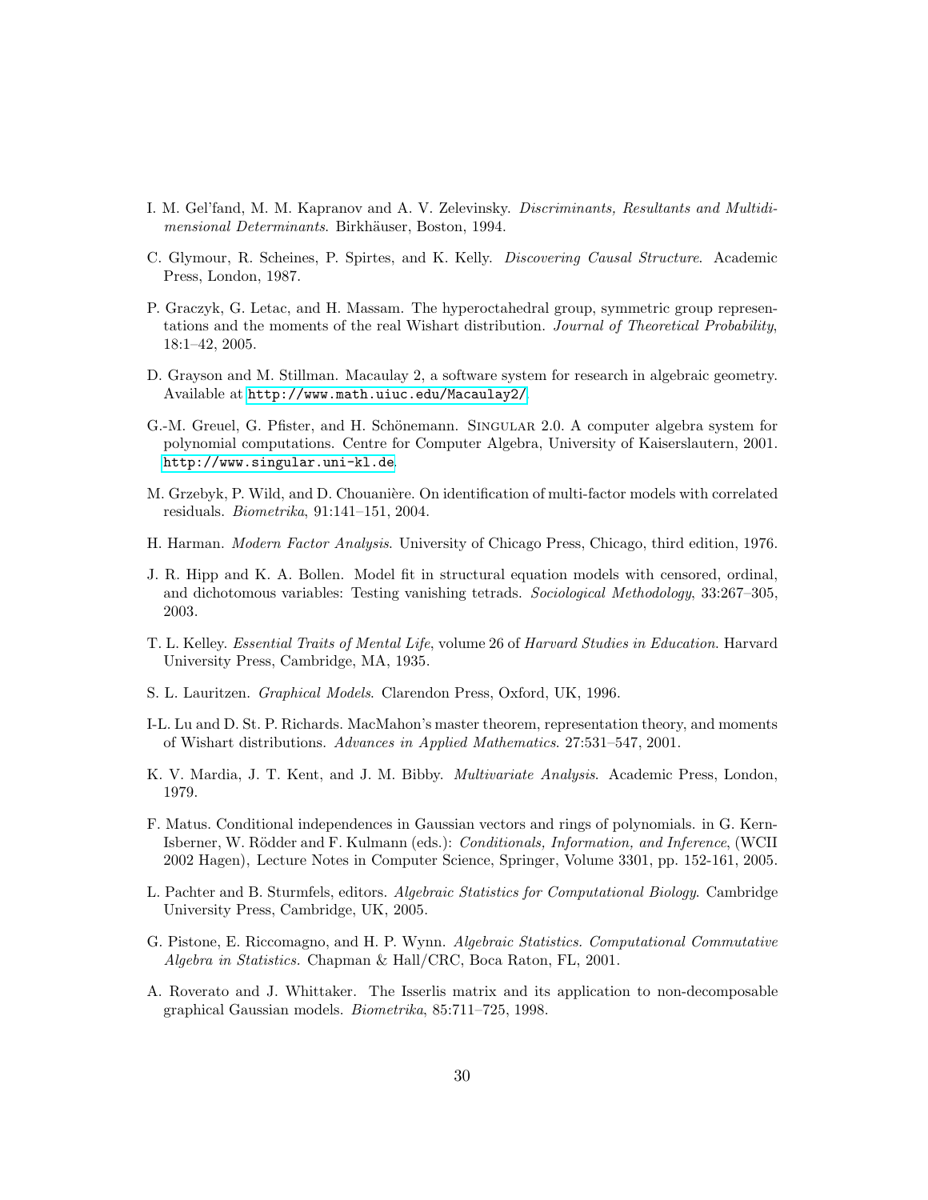I. M. Gel'fand, M. M. Kapranov and A. V. Zelevinsky. *Discriminants, Resultants and Multidimensional Determinants*. Birkhäuser, Boston, 1994.

C. Glymour, R. Scheines, P. Spirtes, and K. Kelly. *Discovering Causal Structure*. Academic Press, London, 1987.

P. Graczyk, G. Letac, and H. Massam. The hyperoctahedral group, symmetric group representations and the moments of the real Wishart distribution. *Journal of Theoretical Probability*, 18:1–42, 2005.

D. Grayson and M. Stillman. Macaulay 2, a software system for research in algebraic geometry. Available at http://www.math.uiuc.edu/Macaulay2/.

G.-M. Greuel, G. Pfister, and H. Schönemann. Singular 2.0. A computer algebra system for polynomial computations. Centre for Computer Algebra, University of Kaiserslautern, 2001. http://www.singular.uni-kl.de.

M. Grzebyk, P. Wild, and D. Chouanière. On identification of multi-factor models with correlated residuals. *Biometrika*, 91:141–151, 2004.

H. Harman. *Modern Factor Analysis*. University of Chicago Press, Chicago, third edition, 1976.

J. R. Hipp and K. A. Bollen. Model fit in structural equation models with censored, ordinal, and dichotomous variables: Testing vanishing tetrads. *Sociological Methodology*, 33:267–305, 2003.

T. L. Kelley. *Essential Traits of Mental Life*, volume 26 of *Harvard Studies in Education*. Harvard University Press, Cambridge, MA, 1935.

S. L. Lauritzen. *Graphical Models*. Clarendon Press, Oxford, UK, 1996.

I-L. Lu and D. St. P. Richards. MacMahon's master theorem, representation theory, and moments of Wishart distributions. *Advances in Applied Mathematics*. 27:531–547, 2001.

K. V. Mardia, J. T. Kent, and J. M. Bibby. *Multivariate Analysis*. Academic Press, London, 1979.

F. Matus. Conditional independences in Gaussian vectors and rings of polynomials. in G. Kern-Isberner, W. Rödder and F. Kulmann (eds.): *Conditionals, Information, and Inference*, (WCII 2002 Hagen), Lecture Notes in Computer Science, Springer, Volume 3301, pp. 152-161, 2005.

L. Pachter and B. Sturmfels, editors. *Algebraic Statistics for Computational Biology*. Cambridge University Press, Cambridge, UK, 2005.

G. Pistone, E. Riccomagno, and H. P. Wynn. *Algebraic Statistics. Computational Commutative Algebra in Statistics.* Chapman & Hall/CRC, Boca Raton, FL, 2001.

A. Roverato and J. Whittaker. The Isserlis matrix and its application to non-decomposable graphical Gaussian models. *Biometrika*, 85:711–725, 1998.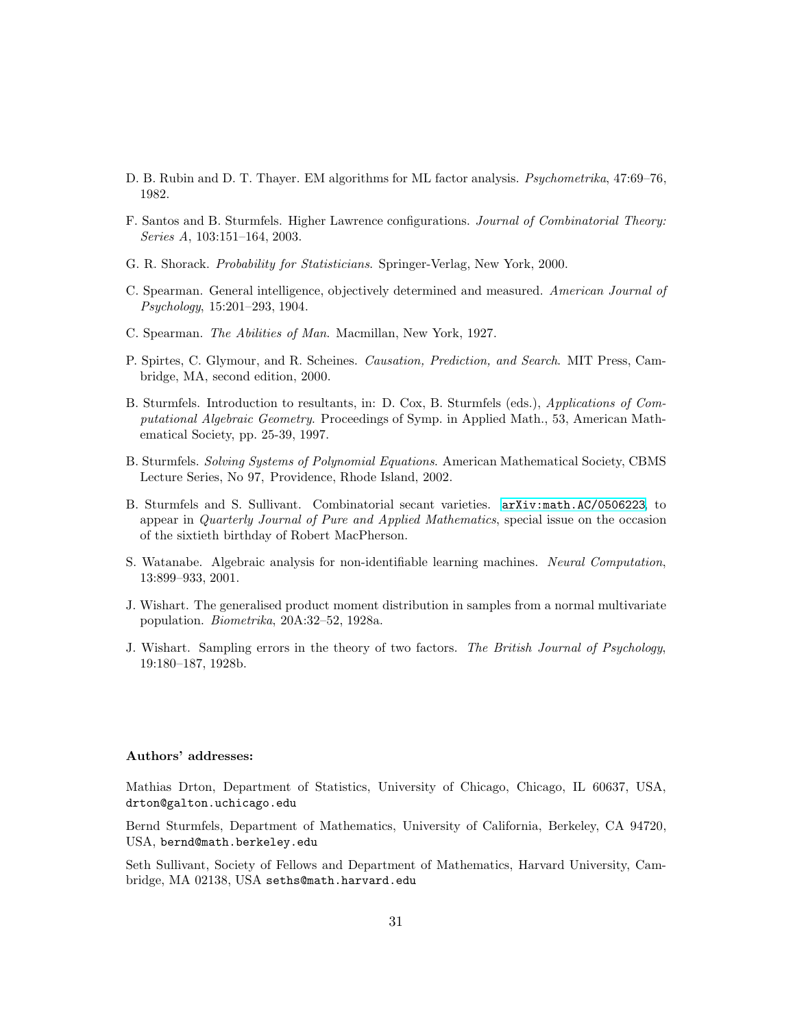D. B. Rubin and D. T. Thayer. EM algorithms for ML factor analysis. *Psychometrika*, 47:69–76, 1982.

F. Santos and B. Sturmfels. Higher Lawrence configurations. *Journal of Combinatorial Theory: Series A*, 103:151–164, 2003.

G. R. Shorack. *Probability for Statisticians*. Springer-Verlag, New York, 2000.

C. Spearman. General intelligence, objectively determined and measured. *American Journal of Psychology*, 15:201–293, 1904.

C. Spearman. *The Abilities of Man*. Macmillan, New York, 1927.

P. Spirtes, C. Glymour, and R. Scheines. *Causation, Prediction, and Search*. MIT Press, Cambridge, MA, second edition, 2000.

B. Sturmfels. Introduction to resultants, in: D. Cox, B. Sturmfels (eds.), *Applications of Computational Algebraic Geometry*. Proceedings of Symp. in Applied Math., 53, American Mathematical Society, pp. 25-39, 1997.

B. Sturmfels. *Solving Systems of Polynomial Equations*. American Mathematical Society, CBMS Lecture Series, No 97, Providence, Rhode Island, 2002.

B. Sturmfels and S. Sullivant. Combinatorial secant varieties. arXiv:math.AC/0506223, to appear in *Quarterly Journal of Pure and Applied Mathematics*, special issue on the occasion of the sixtieth birthday of Robert MacPherson.

S. Watanabe. Algebraic analysis for non-identifiable learning machines. *Neural Computation*, 13:899–933, 2001.

J. Wishart. The generalised product moment distribution in samples from a normal multivariate population. *Biometrika*, 20A:32–52, 1928a.

J. Wishart. Sampling errors in the theory of two factors. *The British Journal of Psychology*, 19:180–187, 1928b.

**Authors' addresses:**

Mathias Drton, Department of Statistics, University of Chicago, Chicago, IL 60637, USA, drton@galton.uchicago.edu

Bernd Sturmfels, Department of Mathematics, University of California, Berkeley, CA 94720, USA, bernd@math.berkeley.edu

Seth Sullivant, Society of Fellows and Department of Mathematics, Harvard University, Cambridge, MA 02138, USA seths@math.harvard.edu